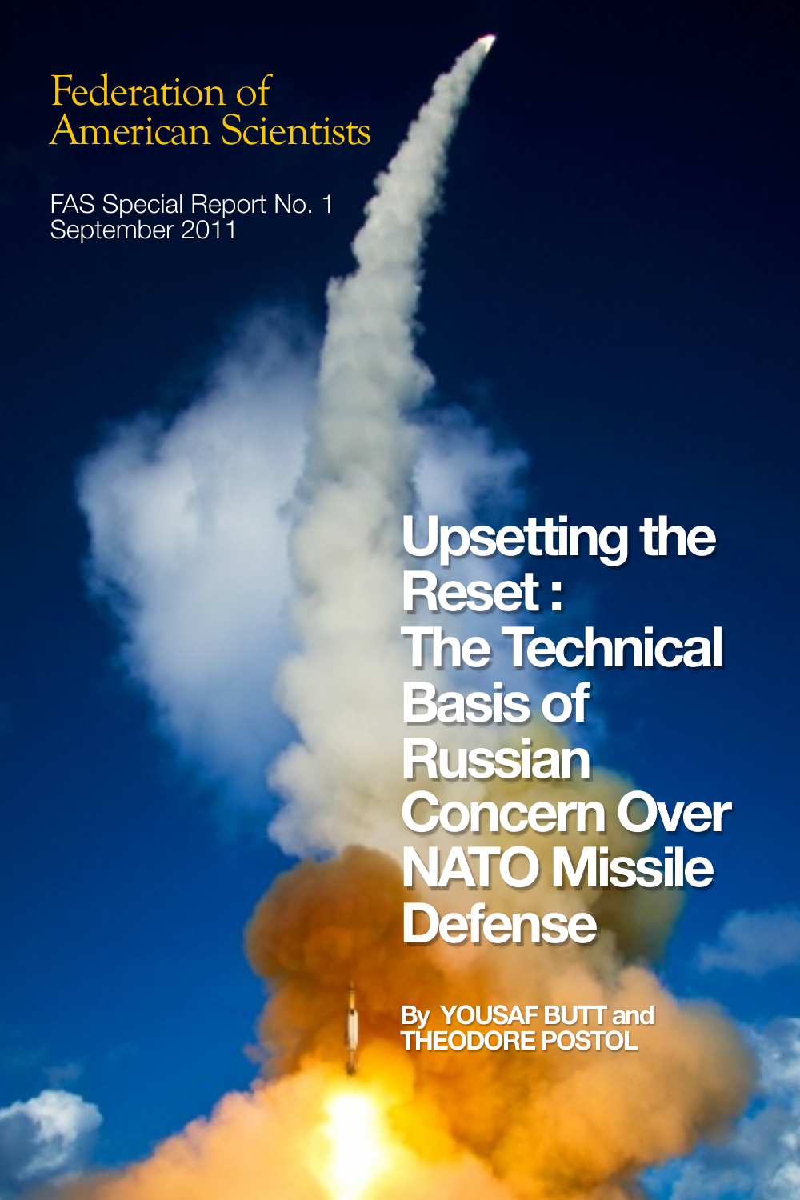Federation of American Scientists

FAS Special Report No. 1
September 2011

# Upsetting the Reset : The Technical Basis of Russian Concern Over NATO Missile Defense

**By YOUSAF BUTT and THEODORE POSTOL**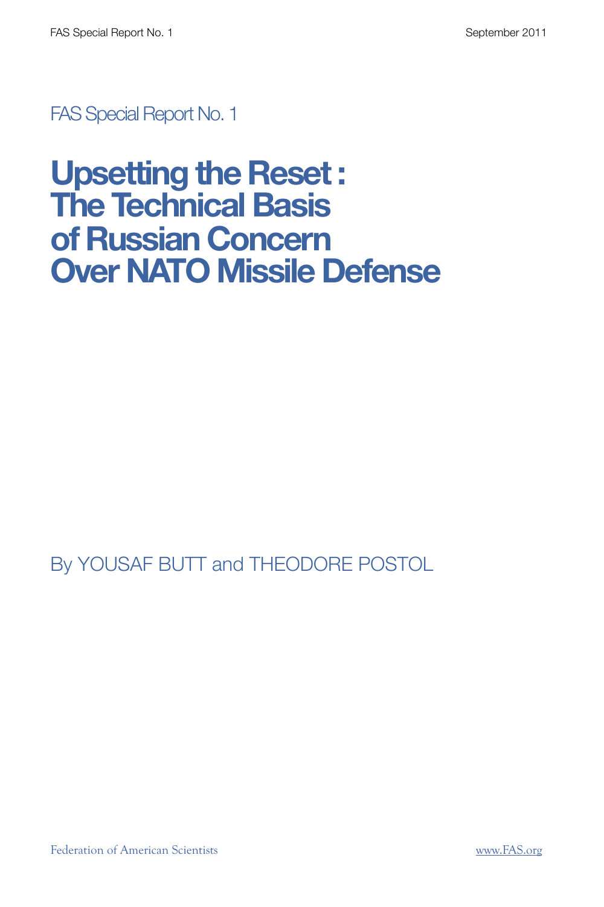FAS Special Report No. 1

# Upsetting the Reset : The Technical Basis of Russian Concern Over NATO Missile Defense

By YOUSAF BUTT and THEODORE POSTOL

Federation of American Scientists

www.FAS.org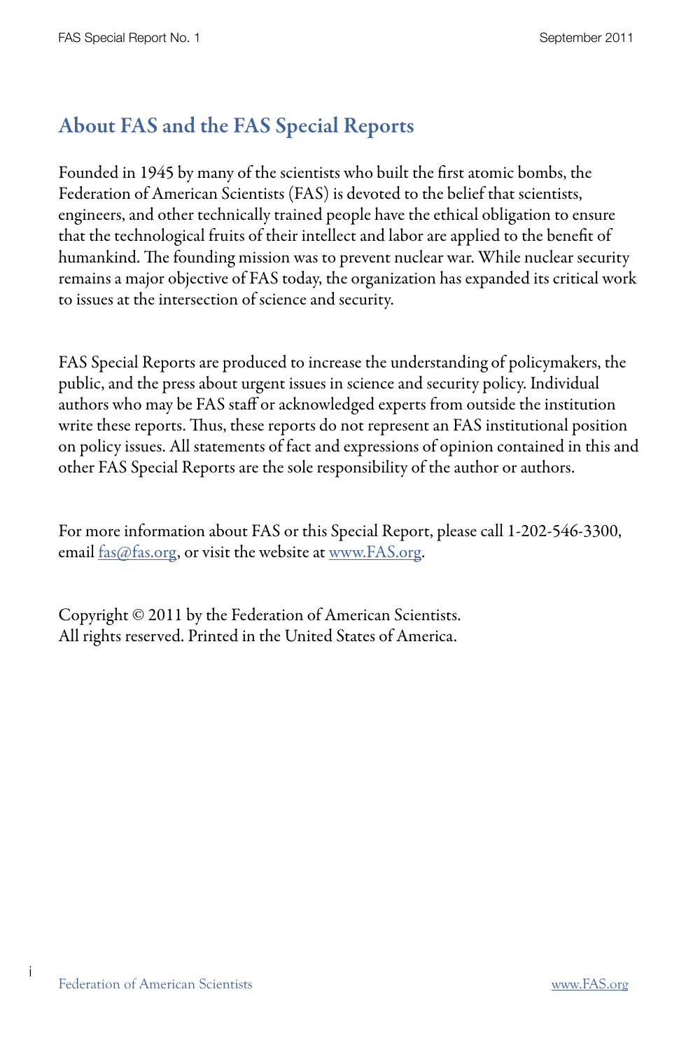## About FAS and the FAS Special Reports

Founded in 1945 by many of the scientists who built the first atomic bombs, the Federation of American Scientists (FAS) is devoted to the belief that scientists, engineers, and other technically trained people have the ethical obligation to ensure that the technological fruits of their intellect and labor are applied to the benefit of humankind. The founding mission was to prevent nuclear war. While nuclear security remains a major objective of FAS today, the organization has expanded its critical work to issues at the intersection of science and security.

FAS Special Reports are produced to increase the understanding of policymakers, the public, and the press about urgent issues in science and security policy. Individual authors who may be FAS staff or acknowledged experts from outside the institution write these reports. Thus, these reports do not represent an FAS institutional position on policy issues. All statements of fact and expressions of opinion contained in this and other FAS Special Reports are the sole responsibility of the author or authors.

For more information about FAS or this Special Report, please call 1-202-546-3300, email fas@fas.org, or visit the website at www.FAS.org.

Copyright © 2011 by the Federation of American Scientists.
All rights reserved. Printed in the United States of America.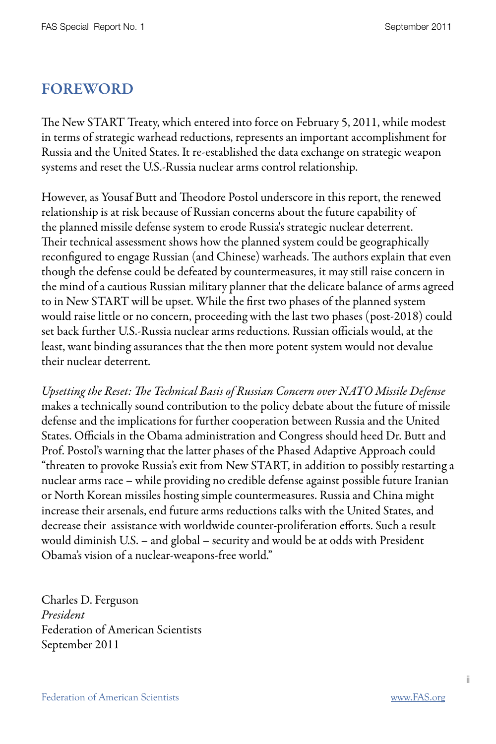## FOREWORD

The New START Treaty, which entered into force on February 5, 2011, while modest in terms of strategic warhead reductions, represents an important accomplishment for Russia and the United States. It re-established the data exchange on strategic weapon systems and reset the U.S.-Russia nuclear arms control relationship.

However, as Yousaf Butt and Theodore Postol underscore in this report, the renewed relationship is at risk because of Russian concerns about the future capability of the planned missile defense system to erode Russia's strategic nuclear deterrent. Their technical assessment shows how the planned system could be geographically reconfigured to engage Russian (and Chinese) warheads. The authors explain that even though the defense could be defeated by countermeasures, it may still raise concern in the mind of a cautious Russian military planner that the delicate balance of arms agreed to in New START will be upset. While the first two phases of the planned system would raise little or no concern, proceeding with the last two phases (post-2018) could set back further U.S.-Russia nuclear arms reductions. Russian officials would, at the least, want binding assurances that the then more potent system would not devalue their nuclear deterrent.

*Upsetting the Reset: The Technical Basis of Russian Concern over NATO Missile Defense* makes a technically sound contribution to the policy debate about the future of missile defense and the implications for further cooperation between Russia and the United States. Officials in the Obama administration and Congress should heed Dr. Butt and Prof. Postol's warning that the latter phases of the Phased Adaptive Approach could "threaten to provoke Russia's exit from New START, in addition to possibly restarting a nuclear arms race – while providing no credible defense against possible future Iranian or North Korean missiles hosting simple countermeasures. Russia and China might increase their arsenals, end future arms reductions talks with the United States, and decrease their assistance with worldwide counter-proliferation efforts. Such a result would diminish U.S. – and global – security and would be at odds with President Obama's vision of a nuclear-weapons-free world."

Charles D. Ferguson
*President*
Federation of American Scientists
September 2011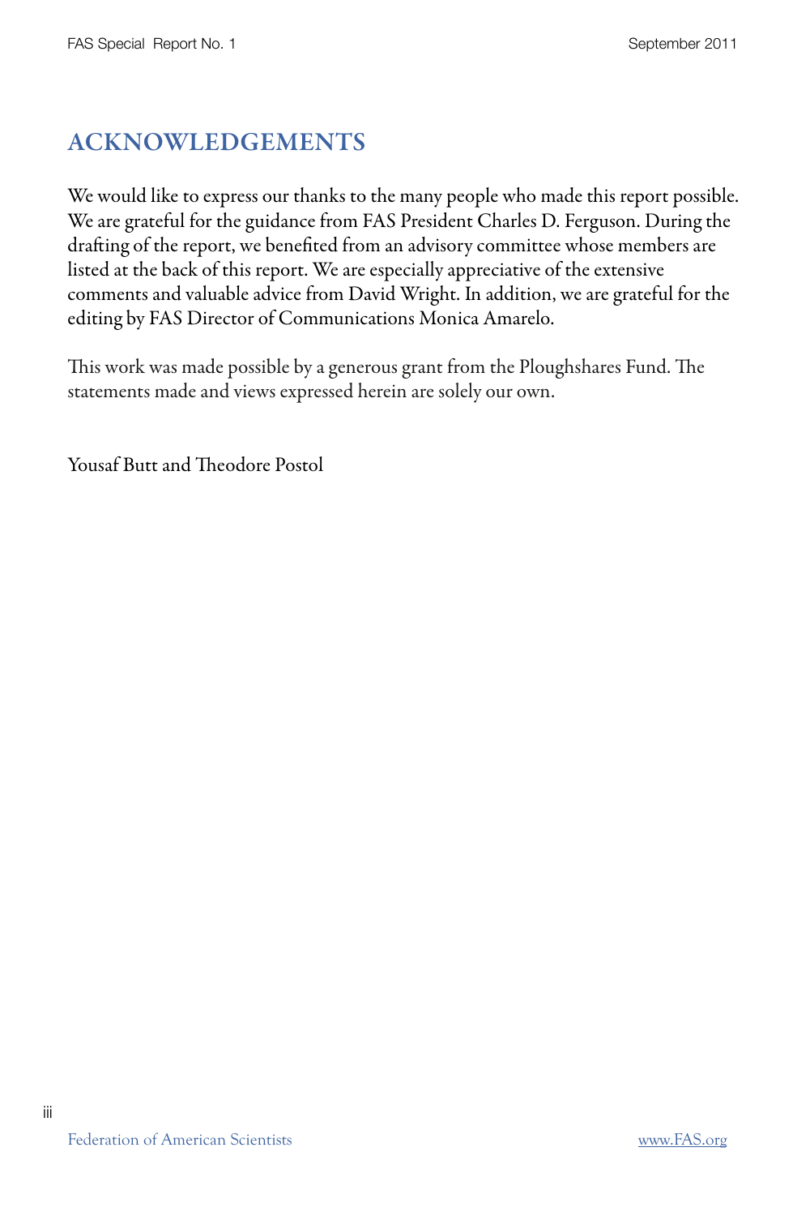## ACKNOWLEDGEMENTS

We would like to express our thanks to the many people who made this report possible. We are grateful for the guidance from FAS President Charles D. Ferguson. During the drafting of the report, we benefited from an advisory committee whose members are listed at the back of this report. We are especially appreciative of the extensive comments and valuable advice from David Wright. In addition, we are grateful for the editing by FAS Director of Communications Monica Amarelo.

This work was made possible by a generous grant from the Ploughshares Fund. The statements made and views expressed herein are solely our own.

Yousaf Butt and Theodore Postol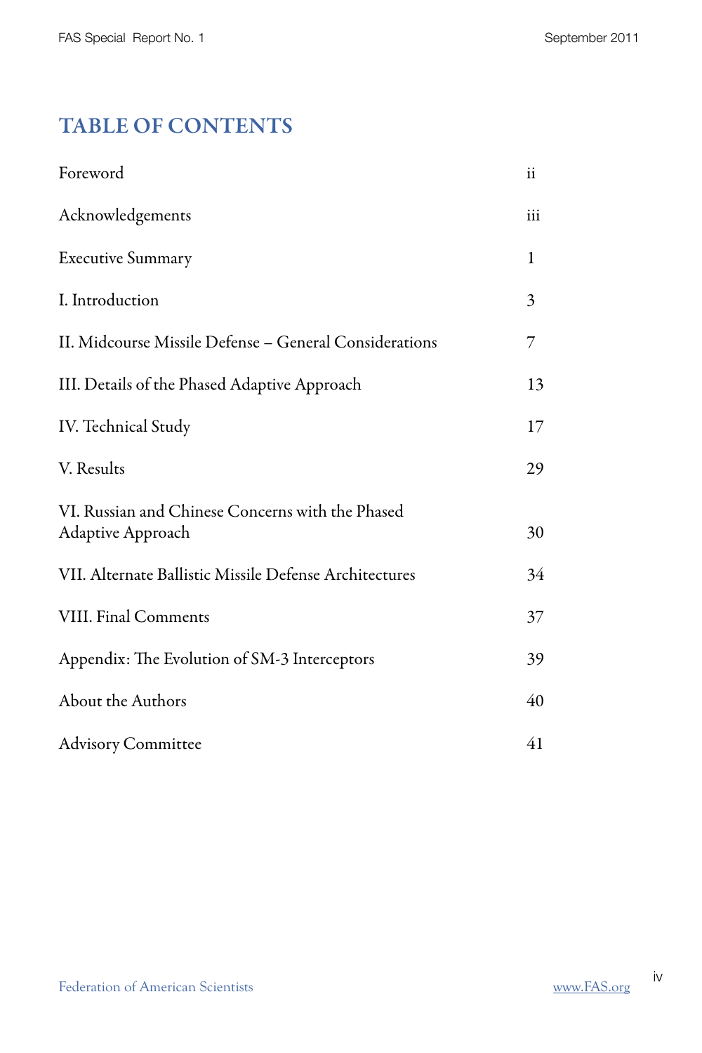# TABLE OF CONTENTS

| | |
|---|---|
| Foreword | ii |
| Acknowledgements | iii |
| Executive Summary | 1 |
| I. Introduction | 3 |
| II. Midcourse Missile Defense – General Considerations | 7 |
| III. Details of the Phased Adaptive Approach | 13 |
| IV. Technical Study | 17 |
| V. Results | 29 |
| VI. Russian and Chinese Concerns with the Phased Adaptive Approach | 30 |
| VII. Alternate Ballistic Missile Defense Architectures | 34 |
| VIII. Final Comments | 37 |
| Appendix: The Evolution of SM-3 Interceptors | 39 |
| About the Authors | 40 |
| Advisory Committee | 41 |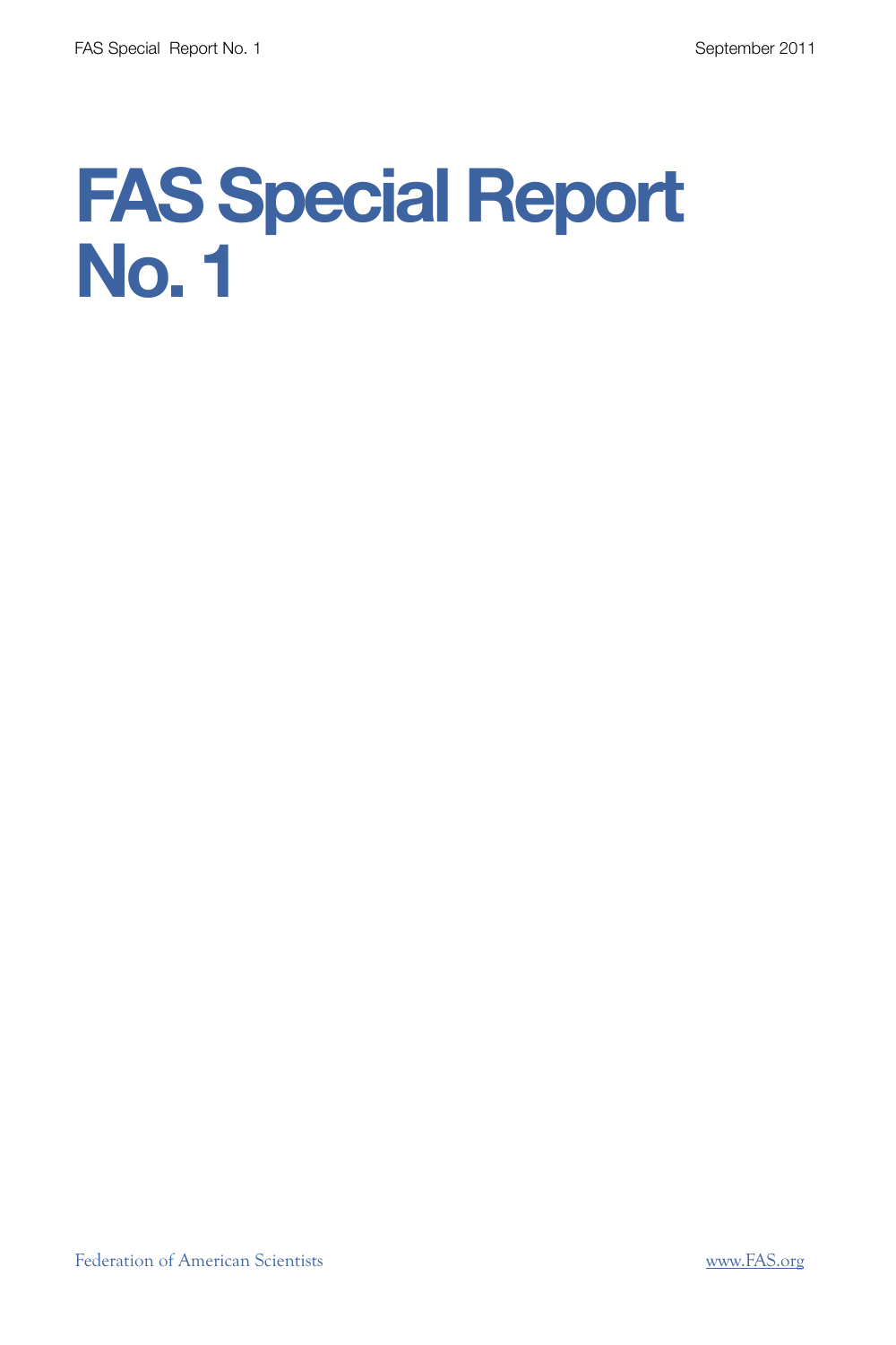# FAS Special Report No. 1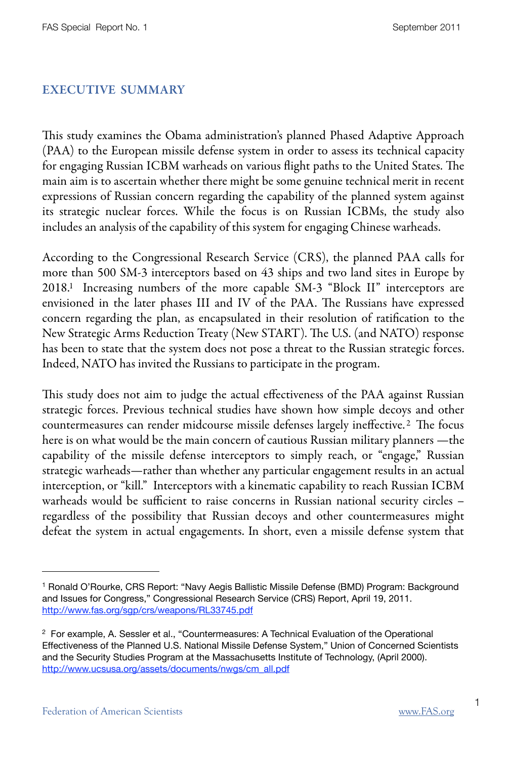## EXECUTIVE SUMMARY

This study examines the Obama administration's planned Phased Adaptive Approach (PAA) to the European missile defense system in order to assess its technical capacity for engaging Russian ICBM warheads on various flight paths to the United States. The main aim is to ascertain whether there might be some genuine technical merit in recent expressions of Russian concern regarding the capability of the planned system against its strategic nuclear forces. While the focus is on Russian ICBMs, the study also includes an analysis of the capability of this system for engaging Chinese warheads.

According to the Congressional Research Service (CRS), the planned PAA calls for more than 500 SM-3 interceptors based on 43 ships and two land sites in Europe by 2018.[1] Increasing numbers of the more capable SM-3 "Block II" interceptors are envisioned in the later phases III and IV of the PAA. The Russians have expressed concern regarding the plan, as encapsulated in their resolution of ratification to the New Strategic Arms Reduction Treaty (New START). The U.S. (and NATO) response has been to state that the system does not pose a threat to the Russian strategic forces. Indeed, NATO has invited the Russians to participate in the program.

This study does not aim to judge the actual effectiveness of the PAA against Russian strategic forces. Previous technical studies have shown how simple decoys and other countermeasures can render midcourse missile defenses largely ineffective.[2] The focus here is on what would be the main concern of cautious Russian military planners —the capability of the missile defense interceptors to simply reach, or "engage," Russian strategic warheads—rather than whether any particular engagement results in an actual interception, or "kill." Interceptors with a kinematic capability to reach Russian ICBM warheads would be sufficient to raise concerns in Russian national security circles – regardless of the possibility that Russian decoys and other countermeasures might defeat the system in actual engagements. In short, even a missile defense system that

[1] Ronald O'Rourke, CRS Report: "Navy Aegis Ballistic Missile Defense (BMD) Program: Background and Issues for Congress," Congressional Research Service (CRS) Report, April 19, 2011. http://www.fas.org/sgp/crs/weapons/RL33745.pdf

[2] For example, A. Sessler et al., "Countermeasures: A Technical Evaluation of the Operational Effectiveness of the Planned U.S. National Missile Defense System," Union of Concerned Scientists and the Security Studies Program at the Massachusetts Institute of Technology, (April 2000). http://www.ucsusa.org/assets/documents/nwgs/cm_all.pdf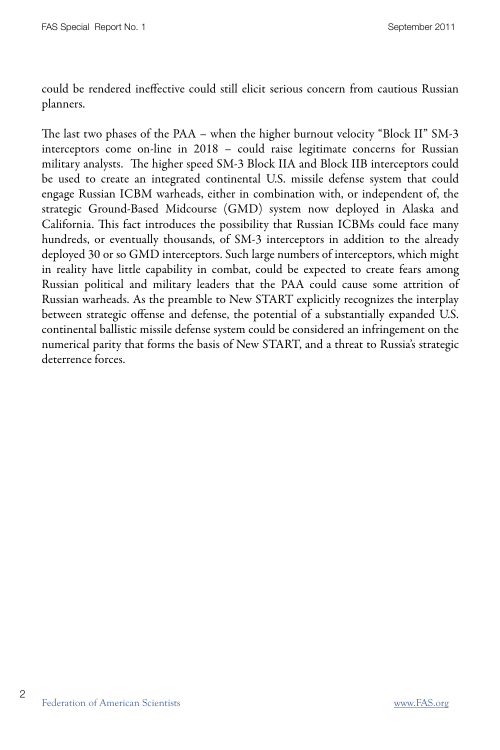could be rendered ineffective could still elicit serious concern from cautious Russian planners.

The last two phases of the PAA – when the higher burnout velocity "Block II" SM-3 interceptors come on-line in 2018 – could raise legitimate concerns for Russian military analysts. The higher speed SM-3 Block IIA and Block IIB interceptors could be used to create an integrated continental U.S. missile defense system that could engage Russian ICBM warheads, either in combination with, or independent of, the strategic Ground-Based Midcourse (GMD) system now deployed in Alaska and California. This fact introduces the possibility that Russian ICBMs could face many hundreds, or eventually thousands, of SM-3 interceptors in addition to the already deployed 30 or so GMD interceptors. Such large numbers of interceptors, which might in reality have little capability in combat, could be expected to create fears among Russian political and military leaders that the PAA could cause some attrition of Russian warheads. As the preamble to New START explicitly recognizes the interplay between strategic offense and defense, the potential of a substantially expanded U.S. continental ballistic missile defense system could be considered an infringement on the numerical parity that forms the basis of New START, and a threat to Russia's strategic deterrence forces.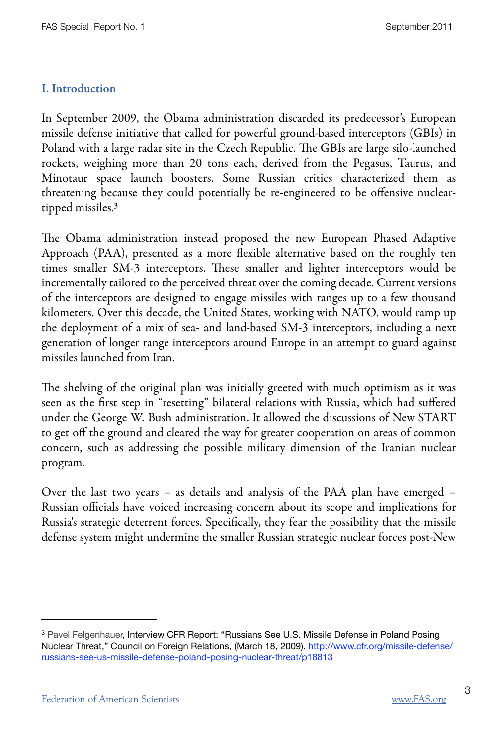## I. Introduction

In September 2009, the Obama administration discarded its predecessor's European missile defense initiative that called for powerful ground-based interceptors (GBIs) in Poland with a large radar site in the Czech Republic. The GBIs are large silo-launched rockets, weighing more than 20 tons each, derived from the Pegasus, Taurus, and Minotaur space launch boosters. Some Russian critics characterized them as threatening because they could potentially be re-engineered to be offensive nuclear-tipped missiles.[3]

The Obama administration instead proposed the new European Phased Adaptive Approach (PAA), presented as a more flexible alternative based on the roughly ten times smaller SM-3 interceptors. These smaller and lighter interceptors would be incrementally tailored to the perceived threat over the coming decade. Current versions of the interceptors are designed to engage missiles with ranges up to a few thousand kilometers. Over this decade, the United States, working with NATO, would ramp up the deployment of a mix of sea- and land-based SM-3 interceptors, including a next generation of longer range interceptors around Europe in an attempt to guard against missiles launched from Iran.

The shelving of the original plan was initially greeted with much optimism as it was seen as the first step in "resetting" bilateral relations with Russia, which had suffered under the George W. Bush administration. It allowed the discussions of New START to get off the ground and cleared the way for greater cooperation on areas of common concern, such as addressing the possible military dimension of the Iranian nuclear program.

Over the last two years – as details and analysis of the PAA plan have emerged – Russian officials have voiced increasing concern about its scope and implications for Russia's strategic deterrent forces. Specifically, they fear the possibility that the missile defense system might undermine the smaller Russian strategic nuclear forces post-New

---

[3] Pavel Felgenhauer, Interview CFR Report: "Russians See U.S. Missile Defense in Poland Posing Nuclear Threat," Council on Foreign Relations, (March 18, 2009). http://www.cfr.org/missile-defense/russians-see-us-missile-defense-poland-posing-nuclear-threat/p18813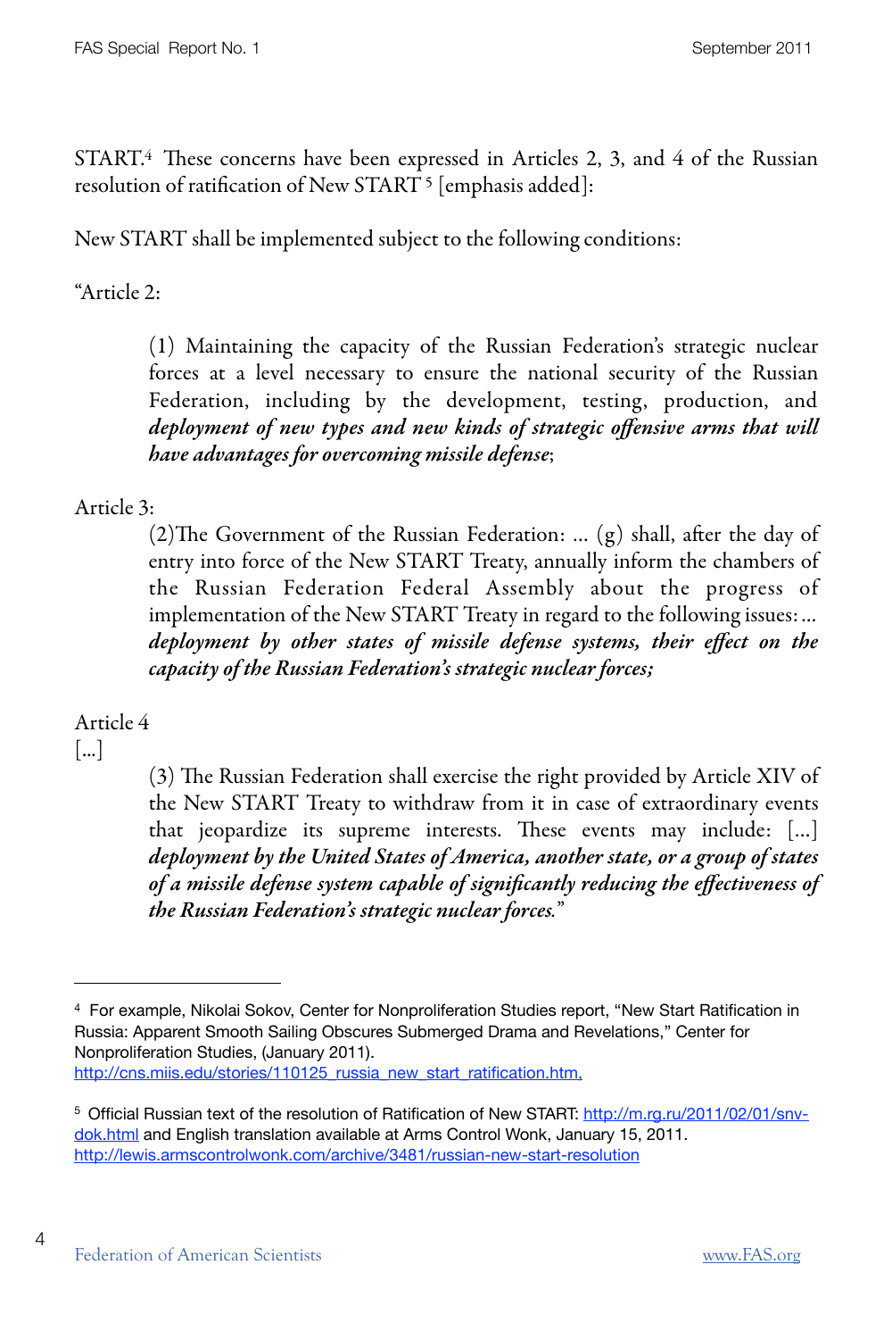START.[4] These concerns have been expressed in Articles 2, 3, and 4 of the Russian resolution of ratification of New START [5] [emphasis added]:

New START shall be implemented subject to the following conditions:

"Article 2:

> (1) Maintaining the capacity of the Russian Federation's strategic nuclear forces at a level necessary to ensure the national security of the Russian Federation, including by the development, testing, production, and ***deployment of new types and new kinds of strategic offensive arms that will have advantages for overcoming missile defense***;

Article 3:

> (2)The Government of the Russian Federation: ... (g) shall, after the day of entry into force of the New START Treaty, annually inform the chambers of the Russian Federation Federal Assembly about the progress of implementation of the New START Treaty in regard to the following issues: ... ***deployment by other states of missile defense systems, their effect on the capacity of the Russian Federation's strategic nuclear forces;***

Article 4

[...]

> (3) The Russian Federation shall exercise the right provided by Article XIV of the New START Treaty to withdraw from it in case of extraordinary events that jeopardize its supreme interests. These events may include: [...] ***deployment by the United States of America, another state, or a group of states of a missile defense system capable of significantly reducing the effectiveness of the Russian Federation's strategic nuclear forces.***"

---

[4] For example, Nikolai Sokov, Center for Nonproliferation Studies report, "New Start Ratification in Russia: Apparent Smooth Sailing Obscures Submerged Drama and Revelations," Center for Nonproliferation Studies, (January 2011). http://cns.miis.edu/stories/110125_russia_new_start_ratification.htm,

[5] Official Russian text of the resolution of Ratification of New START: http://m.rg.ru/2011/02/01/snv-dok.html and English translation available at Arms Control Wonk, January 15, 2011. http://lewis.armscontrolwonk.com/archive/3481/russian-new-start-resolution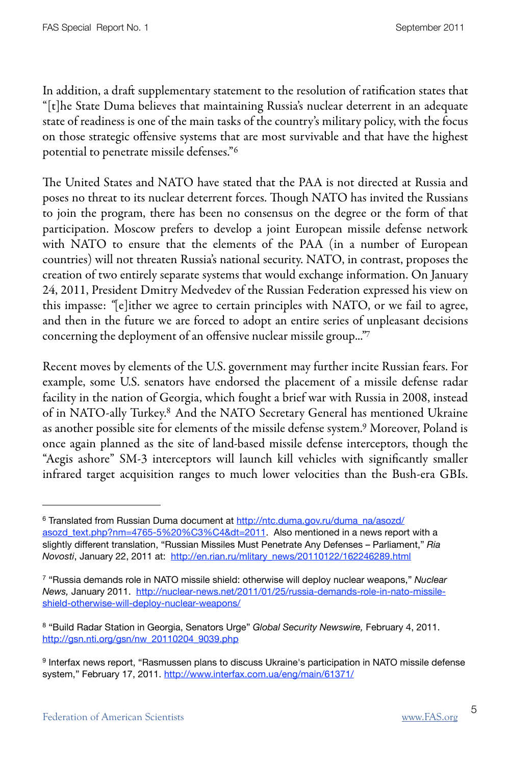In addition, a draft supplementary statement to the resolution of ratification states that "[t]he State Duma believes that maintaining Russia's nuclear deterrent in an adequate state of readiness is one of the main tasks of the country's military policy, with the focus on those strategic offensive systems that are most survivable and that have the highest potential to penetrate missile defenses."[6]

The United States and NATO have stated that the PAA is not directed at Russia and poses no threat to its nuclear deterrent forces. Though NATO has invited the Russians to join the program, there has been no consensus on the degree or the form of that participation. Moscow prefers to develop a joint European missile defense network with NATO to ensure that the elements of the PAA (in a number of European countries) will not threaten Russia's national security. NATO, in contrast, proposes the creation of two entirely separate systems that would exchange information. On January 24, 2011, President Dmitry Medvedev of the Russian Federation expressed his view on this impasse: "[e]ither we agree to certain principles with NATO, or we fail to agree, and then in the future we are forced to adopt an entire series of unpleasant decisions concerning the deployment of an offensive nuclear missile group..."[7]

Recent moves by elements of the U.S. government may further incite Russian fears. For example, some U.S. senators have endorsed the placement of a missile defense radar facility in the nation of Georgia, which fought a brief war with Russia in 2008, instead of in NATO-ally Turkey.[8] And the NATO Secretary General has mentioned Ukraine as another possible site for elements of the missile defense system.[9] Moreover, Poland is once again planned as the site of land-based missile defense interceptors, though the "Aegis ashore" SM-3 interceptors will launch kill vehicles with significantly smaller infrared target acquisition ranges to much lower velocities than the Bush-era GBIs.

---

[6] Translated from Russian Duma document at http://ntc.duma.gov.ru/duma_na/asozd/asozd_text.php?nm=4765-5%20%C3%C4&dt=2011. Also mentioned in a news report with a slightly different translation, "Russian Missiles Must Penetrate Any Defenses – Parliament," *Ria Novosti*, January 22, 2011 at: http://en.rian.ru/mlitary_news/20110122/162246289.html

[7] "Russia demands role in NATO missile shield: otherwise will deploy nuclear weapons," *Nuclear News,* January 2011. http://nuclear-news.net/2011/01/25/russia-demands-role-in-nato-missile-shield-otherwise-will-deploy-nuclear-weapons/

[8] "Build Radar Station in Georgia, Senators Urge" *Global Security Newswire,* February 4, 2011. http://gsn.nti.org/gsn/nw_20110204_9039.php

[9] Interfax news report, "Rasmussen plans to discuss Ukraine's participation in NATO missile defense system," February 17, 2011. http://www.interfax.com.ua/eng/main/61371/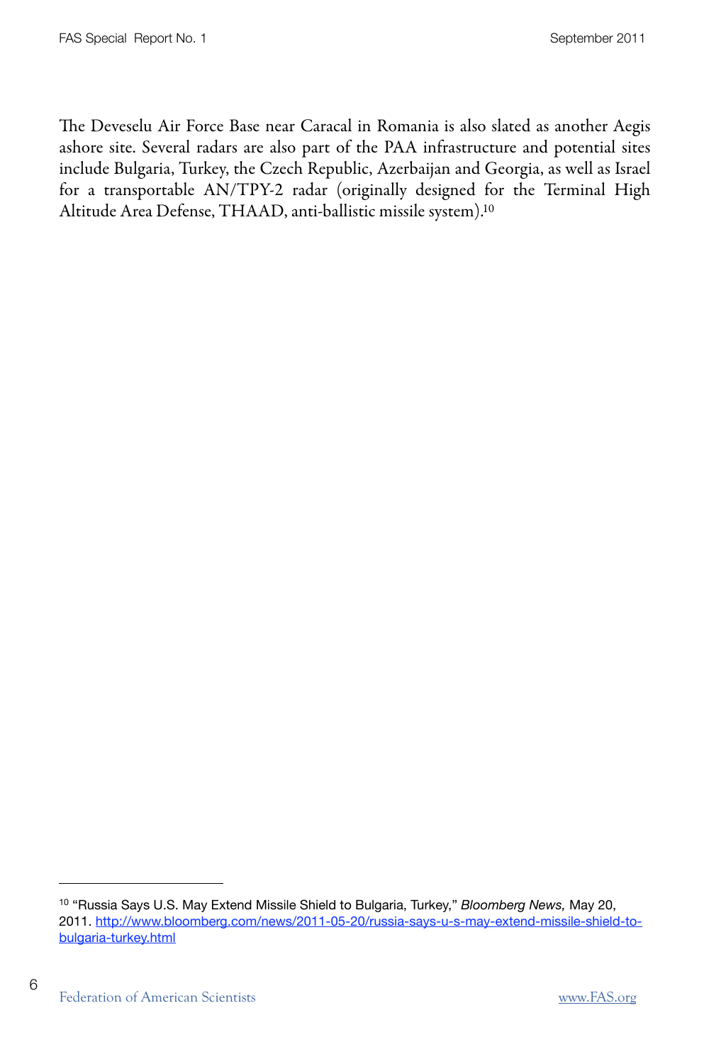The Deveselu Air Force Base near Caracal in Romania is also slated as another Aegis ashore site. Several radars are also part of the PAA infrastructure and potential sites include Bulgaria, Turkey, the Czech Republic, Azerbaijan and Georgia, as well as Israel for a transportable AN/TPY-2 radar (originally designed for the Terminal High Altitude Area Defense, THAAD, anti-ballistic missile system).[10]

---

[10] "Russia Says U.S. May Extend Missile Shield to Bulgaria, Turkey," *Bloomberg News,* May 20, 2011. [http://www.bloomberg.com/news/2011-05-20/russia-says-u-s-may-extend-missile-shield-to-bulgaria-turkey.html](http://www.bloomberg.com/news/2011-05-20/russia-says-u-s-may-extend-missile-shield-to-bulgaria-turkey.html)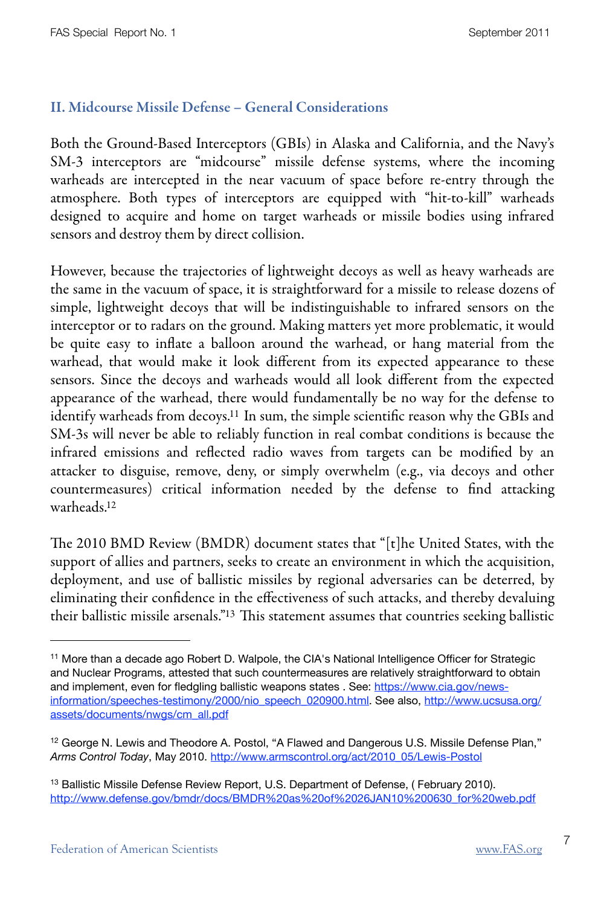## II. Midcourse Missile Defense – General Considerations

Both the Ground-Based Interceptors (GBIs) in Alaska and California, and the Navy's SM-3 interceptors are "midcourse" missile defense systems, where the incoming warheads are intercepted in the near vacuum of space before re-entry through the atmosphere. Both types of interceptors are equipped with "hit-to-kill" warheads designed to acquire and home on target warheads or missile bodies using infrared sensors and destroy them by direct collision.

However, because the trajectories of lightweight decoys as well as heavy warheads are the same in the vacuum of space, it is straightforward for a missile to release dozens of simple, lightweight decoys that will be indistinguishable to infrared sensors on the interceptor or to radars on the ground. Making matters yet more problematic, it would be quite easy to inflate a balloon around the warhead, or hang material from the warhead, that would make it look different from its expected appearance to these sensors. Since the decoys and warheads would all look different from the expected appearance of the warhead, there would fundamentally be no way for the defense to identify warheads from decoys.[11] In sum, the simple scientific reason why the GBIs and SM-3s will never be able to reliably function in real combat conditions is because the infrared emissions and reflected radio waves from targets can be modified by an attacker to disguise, remove, deny, or simply overwhelm (e.g., via decoys and other countermeasures) critical information needed by the defense to find attacking warheads.[12]

The 2010 BMD Review (BMDR) document states that "[t]he United States, with the support of allies and partners, seeks to create an environment in which the acquisition, deployment, and use of ballistic missiles by regional adversaries can be deterred, by eliminating their confidence in the effectiveness of such attacks, and thereby devaluing their ballistic missile arsenals."[13] This statement assumes that countries seeking ballistic

---

[11] More than a decade ago Robert D. Walpole, the CIA's National Intelligence Officer for Strategic and Nuclear Programs, attested that such countermeasures are relatively straightforward to obtain and implement, even for fledgling ballistic weapons states . See: https://www.cia.gov/news-information/speeches-testimony/2000/nio_speech_020900.html. See also, http://www.ucsusa.org/assets/documents/nwgs/cm_all.pdf

[12] George N. Lewis and Theodore A. Postol, "A Flawed and Dangerous U.S. Missile Defense Plan," *Arms Control Today*, May 2010. http://www.armscontrol.org/act/2010_05/Lewis-Postol

[13] Ballistic Missile Defense Review Report, U.S. Department of Defense, ( February 2010). http://www.defense.gov/bmdr/docs/BMDR%20as%20of%2026JAN10%200630_for%20web.pdf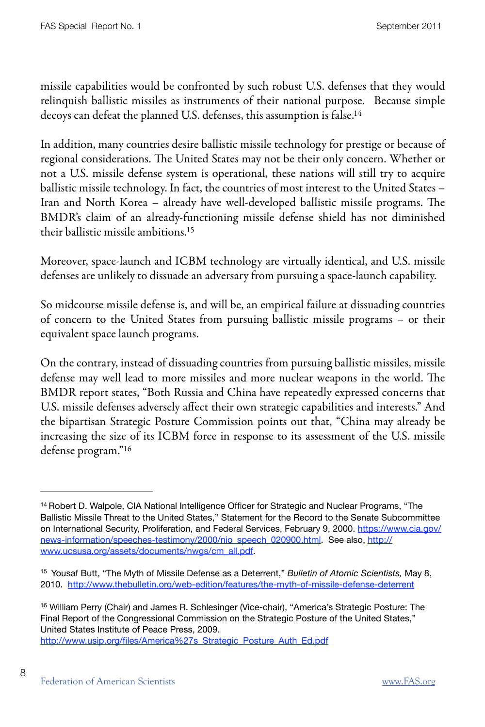missile capabilities would be confronted by such robust U.S. defenses that they would relinquish ballistic missiles as instruments of their national purpose. Because simple decoys can defeat the planned U.S. defenses, this assumption is false.[14]

In addition, many countries desire ballistic missile technology for prestige or because of regional considerations. The United States may not be their only concern. Whether or not a U.S. missile defense system is operational, these nations will still try to acquire ballistic missile technology. In fact, the countries of most interest to the United States – Iran and North Korea – already have well-developed ballistic missile programs. The BMDR's claim of an already-functioning missile defense shield has not diminished their ballistic missile ambitions.[15]

Moreover, space-launch and ICBM technology are virtually identical, and U.S. missile defenses are unlikely to dissuade an adversary from pursuing a space-launch capability.

So midcourse missile defense is, and will be, an empirical failure at dissuading countries of concern to the United States from pursuing ballistic missile programs – or their equivalent space launch programs.

On the contrary, instead of dissuading countries from pursuing ballistic missiles, missile defense may well lead to more missiles and more nuclear weapons in the world. The BMDR report states, "Both Russia and China have repeatedly expressed concerns that U.S. missile defenses adversely affect their own strategic capabilities and interests." And the bipartisan Strategic Posture Commission points out that, "China may already be increasing the size of its ICBM force in response to its assessment of the U.S. missile defense program."[16]

---

[14] Robert D. Walpole, CIA National Intelligence Officer for Strategic and Nuclear Programs, "The Ballistic Missile Threat to the United States," Statement for the Record to the Senate Subcommittee on International Security, Proliferation, and Federal Services, February 9, 2000. https://www.cia.gov/news-information/speeches-testimony/2000/nio_speech_020900.html. See also, http://www.ucsusa.org/assets/documents/nwgs/cm_all.pdf.

[15] Yousaf Butt, "The Myth of Missile Defense as a Deterrent," *Bulletin of Atomic Scientists,* May 8, 2010. http://www.thebulletin.org/web-edition/features/the-myth-of-missile-defense-deterrent

[16] William Perry (Chair) and James R. Schlesinger (Vice-chair), "America's Strategic Posture: The Final Report of the Congressional Commission on the Strategic Posture of the United States," United States Institute of Peace Press, 2009. http://www.usip.org/files/America%27s_Strategic_Posture_Auth_Ed.pdf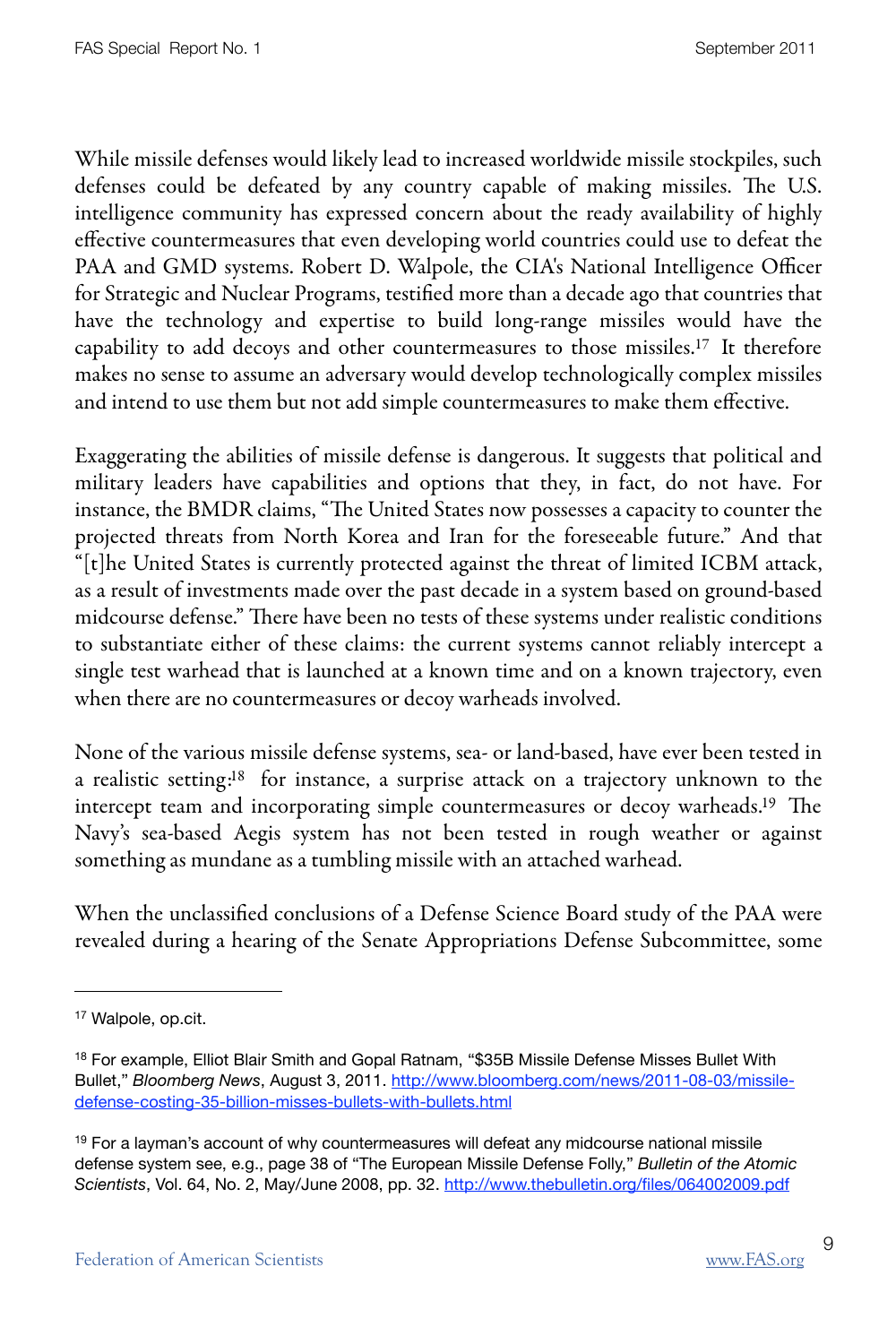While missile defenses would likely lead to increased worldwide missile stockpiles, such defenses could be defeated by any country capable of making missiles. The U.S. intelligence community has expressed concern about the ready availability of highly effective countermeasures that even developing world countries could use to defeat the PAA and GMD systems. Robert D. Walpole, the CIA's National Intelligence Officer for Strategic and Nuclear Programs, testified more than a decade ago that countries that have the technology and expertise to build long-range missiles would have the capability to add decoys and other countermeasures to those missiles.[17] It therefore makes no sense to assume an adversary would develop technologically complex missiles and intend to use them but not add simple countermeasures to make them effective.

Exaggerating the abilities of missile defense is dangerous. It suggests that political and military leaders have capabilities and options that they, in fact, do not have. For instance, the BMDR claims, "The United States now possesses a capacity to counter the projected threats from North Korea and Iran for the foreseeable future." And that "[t]he United States is currently protected against the threat of limited ICBM attack, as a result of investments made over the past decade in a system based on ground-based midcourse defense." There have been no tests of these systems under realistic conditions to substantiate either of these claims: the current systems cannot reliably intercept a single test warhead that is launched at a known time and on a known trajectory, even when there are no countermeasures or decoy warheads involved.

None of the various missile defense systems, sea- or land-based, have ever been tested in a realistic setting:[18] for instance, a surprise attack on a trajectory unknown to the intercept team and incorporating simple countermeasures or decoy warheads.[19] The Navy's sea-based Aegis system has not been tested in rough weather or against something as mundane as a tumbling missile with an attached warhead.

When the unclassified conclusions of a Defense Science Board study of the PAA were revealed during a hearing of the Senate Appropriations Defense Subcommittee, some

---

[17] Walpole, op.cit.

[18] For example, Elliot Blair Smith and Gopal Ratnam, "$35B Missile Defense Misses Bullet With Bullet," *Bloomberg News*, August 3, 2011. http://www.bloomberg.com/news/2011-08-03/missile-defense-costing-35-billion-misses-bullets-with-bullets.html

[19] For a layman's account of why countermeasures will defeat any midcourse national missile defense system see, e.g., page 38 of "The European Missile Defense Folly," *Bulletin of the Atomic Scientists*, Vol. 64, No. 2, May/June 2008, pp. 32. http://www.thebulletin.org/files/064002009.pdf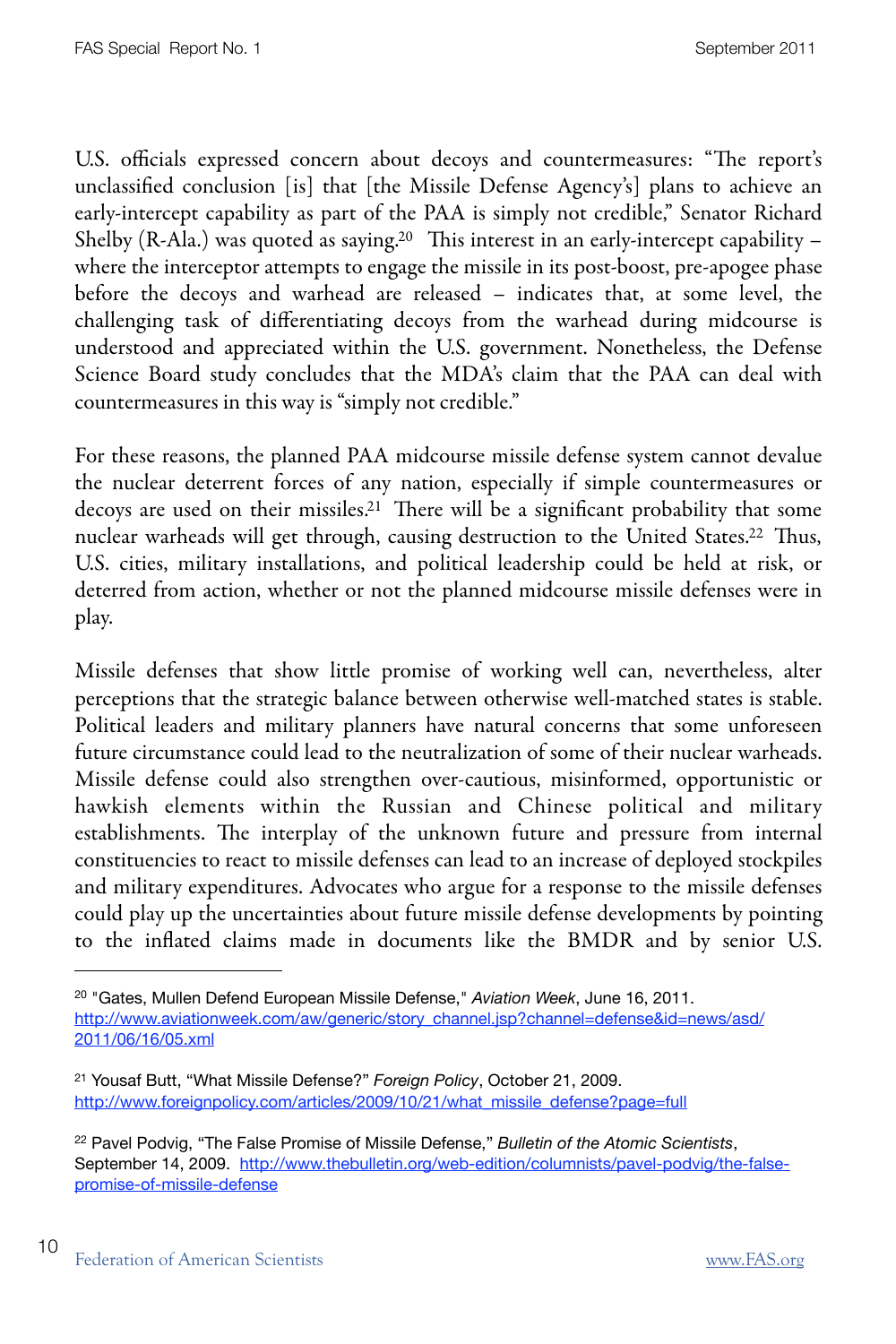U.S. officials expressed concern about decoys and countermeasures: "The report's unclassified conclusion [is] that [the Missile Defense Agency's] plans to achieve an early-intercept capability as part of the PAA is simply not credible," Senator Richard Shelby (R-Ala.) was quoted as saying.[20] This interest in an early-intercept capability – where the interceptor attempts to engage the missile in its post-boost, pre-apogee phase before the decoys and warhead are released – indicates that, at some level, the challenging task of differentiating decoys from the warhead during midcourse is understood and appreciated within the U.S. government. Nonetheless, the Defense Science Board study concludes that the MDA's claim that the PAA can deal with countermeasures in this way is "simply not credible."

For these reasons, the planned PAA midcourse missile defense system cannot devalue the nuclear deterrent forces of any nation, especially if simple countermeasures or decoys are used on their missiles.[21] There will be a significant probability that some nuclear warheads will get through, causing destruction to the United States.[22] Thus, U.S. cities, military installations, and political leadership could be held at risk, or deterred from action, whether or not the planned midcourse missile defenses were in play.

Missile defenses that show little promise of working well can, nevertheless, alter perceptions that the strategic balance between otherwise well-matched states is stable. Political leaders and military planners have natural concerns that some unforeseen future circumstance could lead to the neutralization of some of their nuclear warheads. Missile defense could also strengthen over-cautious, misinformed, opportunistic or hawkish elements within the Russian and Chinese political and military establishments. The interplay of the unknown future and pressure from internal constituencies to react to missile defenses can lead to an increase of deployed stockpiles and military expenditures. Advocates who argue for a response to the missile defenses could play up the uncertainties about future missile defense developments by pointing to the inflated claims made in documents like the BMDR and by senior U.S.

---

[20] "Gates, Mullen Defend European Missile Defense," *Aviation Week*, June 16, 2011. http://www.aviationweek.com/aw/generic/story_channel.jsp?channel=defense&id=news/asd/2011/06/16/05.xml

[21] Yousaf Butt, "What Missile Defense?" *Foreign Policy*, October 21, 2009. http://www.foreignpolicy.com/articles/2009/10/21/what_missile_defense?page=full

[22] Pavel Podvig, "The False Promise of Missile Defense," *Bulletin of the Atomic Scientists*, September 14, 2009. http://www.thebulletin.org/web-edition/columnists/pavel-podvig/the-false-promise-of-missile-defense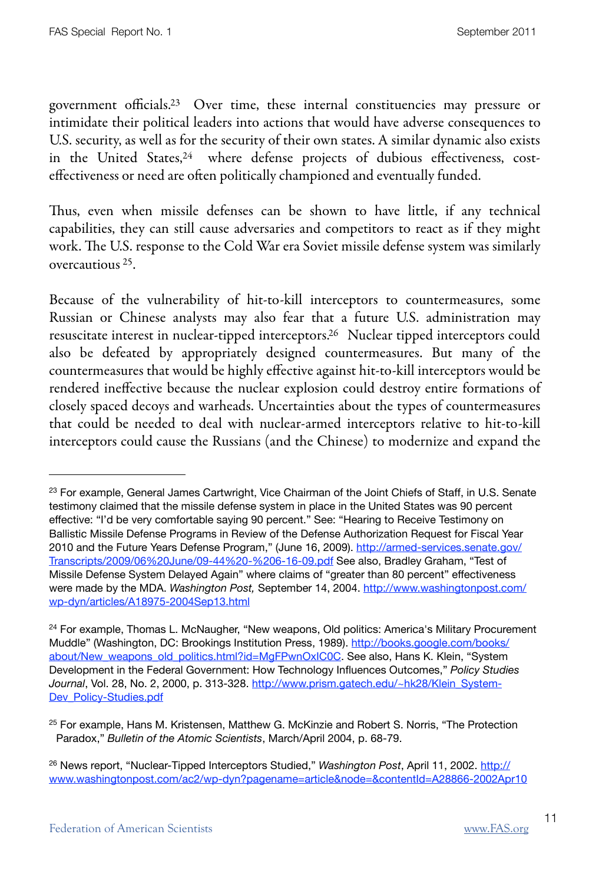government officials.[23] Over time, these internal constituencies may pressure or intimidate their political leaders into actions that would have adverse consequences to U.S. security, as well as for the security of their own states. A similar dynamic also exists in the United States,[24] where defense projects of dubious effectiveness, cost-effectiveness or need are often politically championed and eventually funded.

Thus, even when missile defenses can be shown to have little, if any technical capabilities, they can still cause adversaries and competitors to react as if they might work. The U.S. response to the Cold War era Soviet missile defense system was similarly overcautious [25].

Because of the vulnerability of hit-to-kill interceptors to countermeasures, some Russian or Chinese analysts may also fear that a future U.S. administration may resuscitate interest in nuclear-tipped interceptors.[26] Nuclear tipped interceptors could also be defeated by appropriately designed countermeasures. But many of the countermeasures that would be highly effective against hit-to-kill interceptors would be rendered ineffective because the nuclear explosion could destroy entire formations of closely spaced decoys and warheads. Uncertainties about the types of countermeasures that could be needed to deal with nuclear-armed interceptors relative to hit-to-kill interceptors could cause the Russians (and the Chinese) to modernize and expand the

---

[23] For example, General James Cartwright, Vice Chairman of the Joint Chiefs of Staff, in U.S. Senate testimony claimed that the missile defense system in place in the United States was 90 percent effective: "I'd be very comfortable saying 90 percent." See: "Hearing to Receive Testimony on Ballistic Missile Defense Programs in Review of the Defense Authorization Request for Fiscal Year 2010 and the Future Years Defense Program," (June 16, 2009). http://armed-services.senate.gov/Transcripts/2009/06%20June/09-44%20-%206-16-09.pdf See also, Bradley Graham, "Test of Missile Defense System Delayed Again" where claims of "greater than 80 percent" effectiveness were made by the MDA. *Washington Post,* September 14, 2004. http://www.washingtonpost.com/wp-dyn/articles/A18975-2004Sep13.html

[24] For example, Thomas L. McNaugher, "New weapons, Old politics: America's Military Procurement Muddle" (Washington, DC: Brookings Institution Press, 1989). http://books.google.com/books/about/New_weapons_old_politics.html?id=MgFPwnOxIC0C. See also, Hans K. Klein, "System Development in the Federal Government: How Technology Influences Outcomes," *Policy Studies Journal*, Vol. 28, No. 2, 2000, p. 313-328. http://www.prism.gatech.edu/~hk28/Klein_System-Dev_Policy-Studies.pdf

[25] For example, Hans M. Kristensen, Matthew G. McKinzie and Robert S. Norris, "The Protection Paradox," *Bulletin of the Atomic Scientists*, March/April 2004, p. 68-79.

[26] News report, "Nuclear-Tipped Interceptors Studied," *Washington Post*, April 11, 2002. http://www.washingtonpost.com/ac2/wp-dyn?pagename=article&node=&contentId=A28866-2002Apr10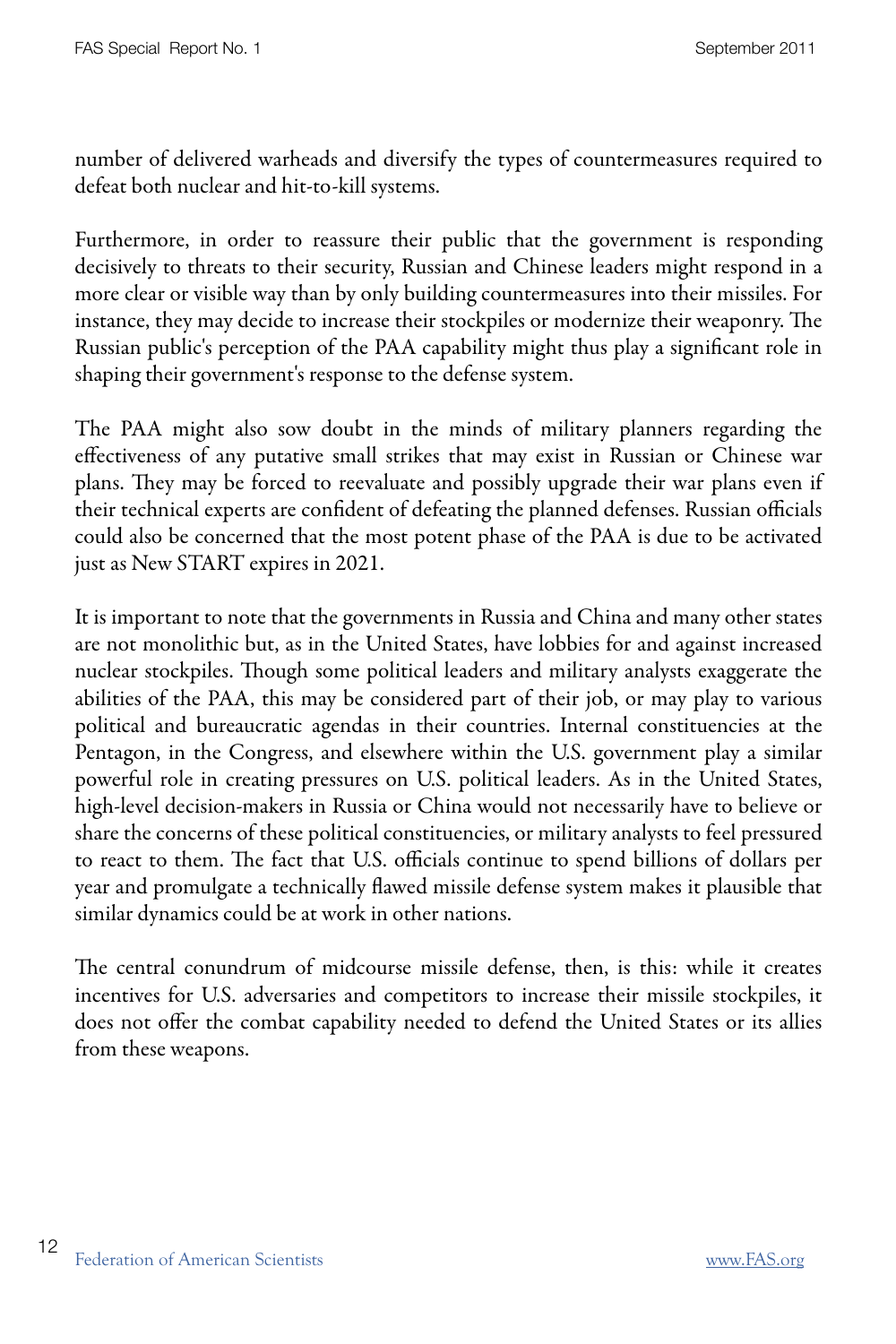number of delivered warheads and diversify the types of countermeasures required to defeat both nuclear and hit-to-kill systems.

Furthermore, in order to reassure their public that the government is responding decisively to threats to their security, Russian and Chinese leaders might respond in a more clear or visible way than by only building countermeasures into their missiles. For instance, they may decide to increase their stockpiles or modernize their weaponry. The Russian public's perception of the PAA capability might thus play a significant role in shaping their government's response to the defense system.

The PAA might also sow doubt in the minds of military planners regarding the effectiveness of any putative small strikes that may exist in Russian or Chinese war plans. They may be forced to reevaluate and possibly upgrade their war plans even if their technical experts are confident of defeating the planned defenses. Russian officials could also be concerned that the most potent phase of the PAA is due to be activated just as New START expires in 2021.

It is important to note that the governments in Russia and China and many other states are not monolithic but, as in the United States, have lobbies for and against increased nuclear stockpiles. Though some political leaders and military analysts exaggerate the abilities of the PAA, this may be considered part of their job, or may play to various political and bureaucratic agendas in their countries. Internal constituencies at the Pentagon, in the Congress, and elsewhere within the U.S. government play a similar powerful role in creating pressures on U.S. political leaders. As in the United States, high-level decision-makers in Russia or China would not necessarily have to believe or share the concerns of these political constituencies, or military analysts to feel pressured to react to them. The fact that U.S. officials continue to spend billions of dollars per year and promulgate a technically flawed missile defense system makes it plausible that similar dynamics could be at work in other nations.

The central conundrum of midcourse missile defense, then, is this: while it creates incentives for U.S. adversaries and competitors to increase their missile stockpiles, it does not offer the combat capability needed to defend the United States or its allies from these weapons.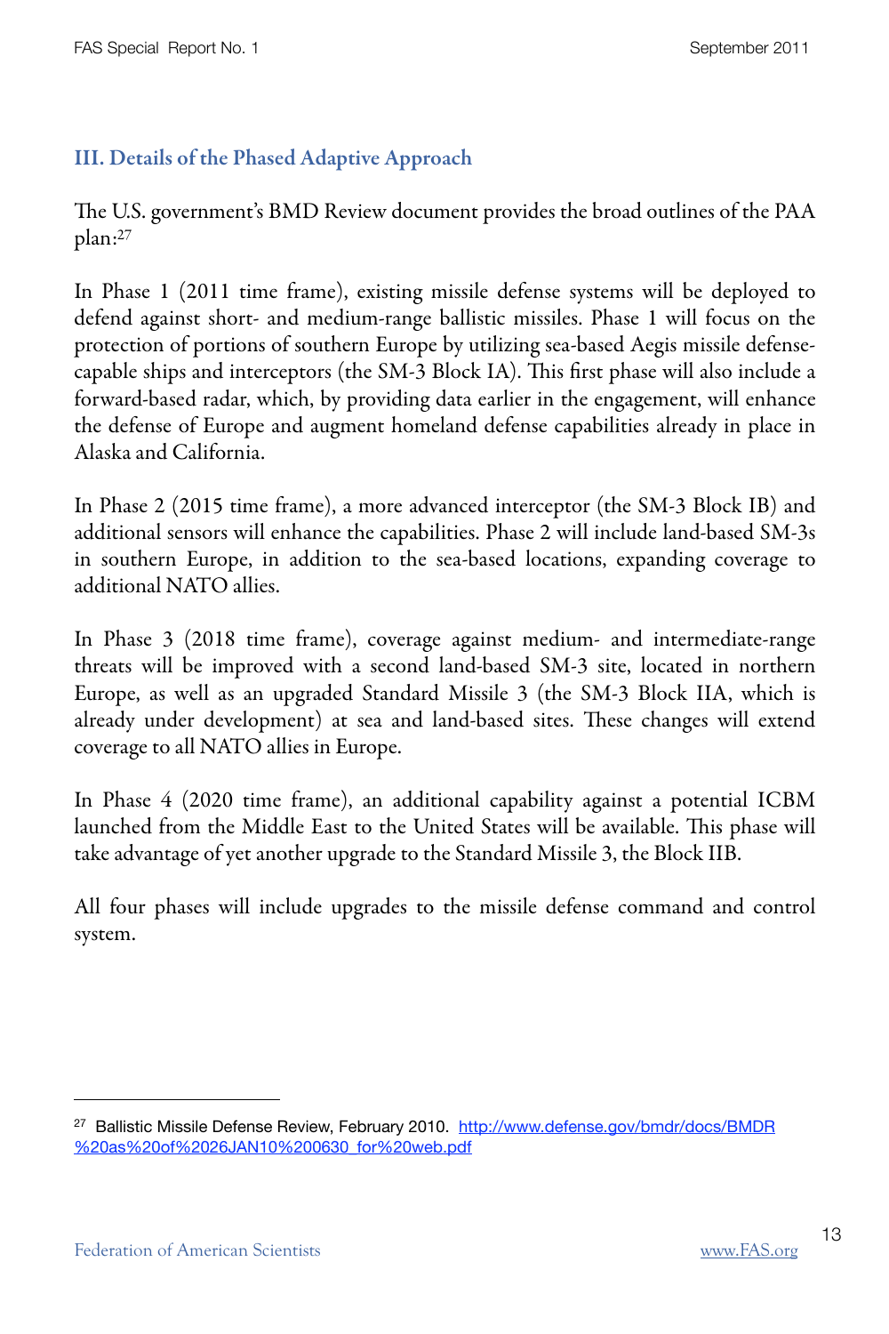## III. Details of the Phased Adaptive Approach

The U.S. government's BMD Review document provides the broad outlines of the PAA plan:[27]

In Phase 1 (2011 time frame), existing missile defense systems will be deployed to defend against short- and medium-range ballistic missiles. Phase 1 will focus on the protection of portions of southern Europe by utilizing sea-based Aegis missile defense-capable ships and interceptors (the SM-3 Block IA). This first phase will also include a forward-based radar, which, by providing data earlier in the engagement, will enhance the defense of Europe and augment homeland defense capabilities already in place in Alaska and California.

In Phase 2 (2015 time frame), a more advanced interceptor (the SM-3 Block IB) and additional sensors will enhance the capabilities. Phase 2 will include land-based SM-3s in southern Europe, in addition to the sea-based locations, expanding coverage to additional NATO allies.

In Phase 3 (2018 time frame), coverage against medium- and intermediate-range threats will be improved with a second land-based SM-3 site, located in northern Europe, as well as an upgraded Standard Missile 3 (the SM-3 Block IIA, which is already under development) at sea and land-based sites. These changes will extend coverage to all NATO allies in Europe.

In Phase 4 (2020 time frame), an additional capability against a potential ICBM launched from the Middle East to the United States will be available. This phase will take advantage of yet another upgrade to the Standard Missile 3, the Block IIB.

All four phases will include upgrades to the missile defense command and control system.

---

[27] Ballistic Missile Defense Review, February 2010. http://www.defense.gov/bmdr/docs/BMDR%20as%20of%2026JAN10%200630_for%20web.pdf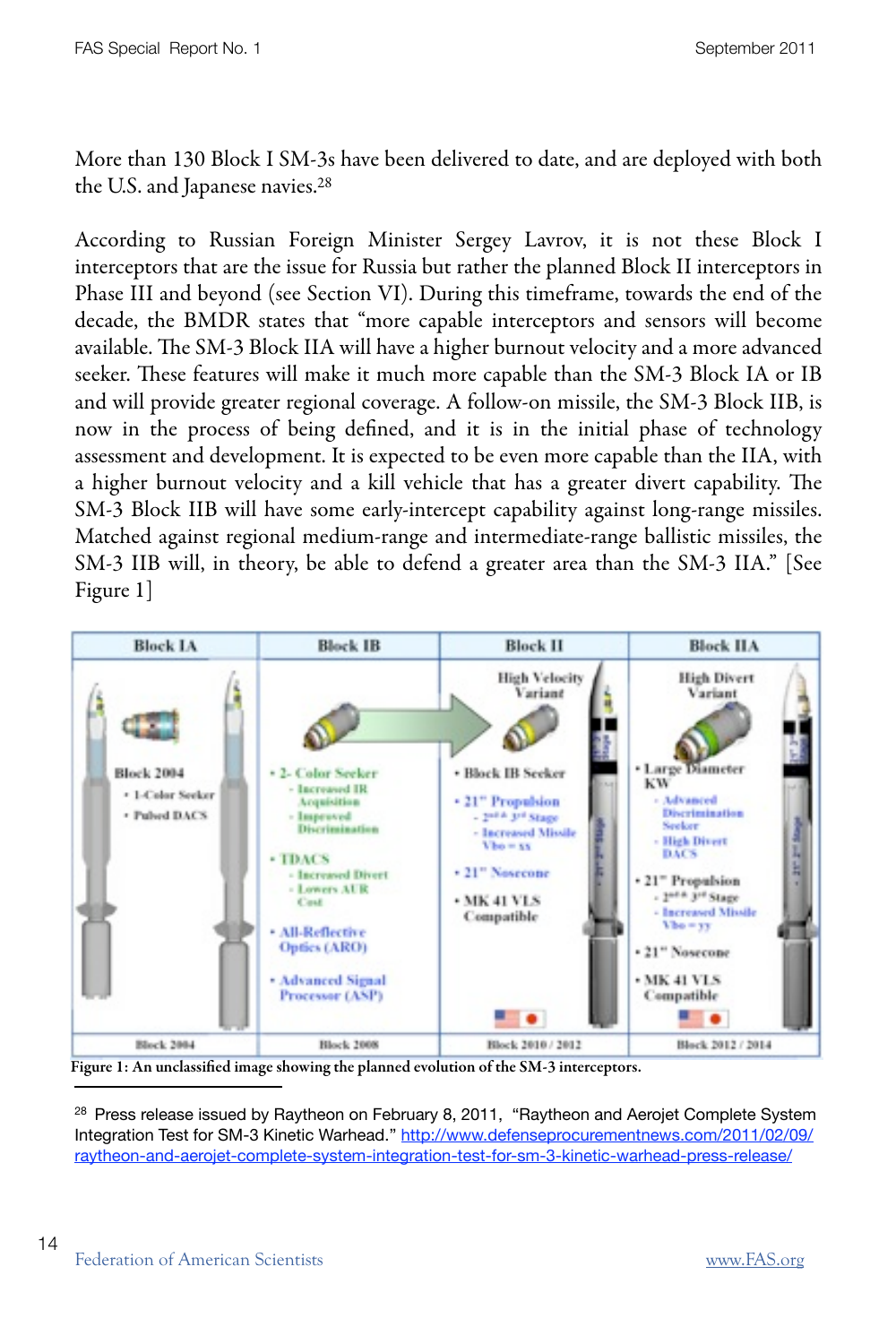More than 130 Block I SM-3s have been delivered to date, and are deployed with both the U.S. and Japanese navies.[28]

According to Russian Foreign Minister Sergey Lavrov, it is not these Block I interceptors that are the issue for Russia but rather the planned Block II interceptors in Phase III and beyond (see Section VI). During this timeframe, towards the end of the decade, the BMDR states that "more capable interceptors and sensors will become available. The SM-3 Block IIA will have a higher burnout velocity and a more advanced seeker. These features will make it much more capable than the SM-3 Block IA or IB and will provide greater regional coverage. A follow-on missile, the SM-3 Block IIB, is now in the process of being defined, and it is in the initial phase of technology assessment and development. It is expected to be even more capable than the IIA, with a higher burnout velocity and a kill vehicle that has a greater divert capability. The SM-3 Block IIB will have some early-intercept capability against long-range missiles. Matched against regional medium-range and intermediate-range ballistic missiles, the SM-3 IIB will, in theory, be able to defend a greater area than the SM-3 IIA." [See Figure 1]

| Block IA | Block IB | Block II | Block IIA |
|---|---|---|---|
| Block 2004<br>• 1-Color Seeker<br>• Pulsed DACS | • 2- Color Seeker<br>- Increased IR Acquisition<br>- Improved Discrimination<br>• TDACS<br>- Increased Divert<br>- Lowers AUR Cost<br>• All-Reflective Optics (ARO)<br>• Advanced Signal Processor (ASP) | High Velocity Variant<br>• Block IB Seeker<br>• 21" Propulsion<br>- 2nd & 3rd Stage<br>- Increased Missile Vbo = xx<br>• 21" Nosecone<br>• MK 41 VLS Compatible | High Divert Variant<br>• Large Diameter KW<br>- Advanced Discrimination Seeker<br>- High Divert DACS<br>• 21" Propulsion<br>- 2nd & 3rd Stage<br>- Increased Missile Vbo = yy<br>• 21" Nosecone<br>• MK 41 VLS Compatible |
| Block 2004 | Block 2008 | Block 2010 / 2012 | Block 2012 / 2014 |

**Figure 1: An unclassified image showing the planned evolution of the SM-3 interceptors.**

[28] Press release issued by Raytheon on February 8, 2011, "Raytheon and Aerojet Complete System Integration Test for SM-3 Kinetic Warhead." http://www.defenseprocurementnews.com/2011/02/09/raytheon-and-aerojet-complete-system-integration-test-for-sm-3-kinetic-warhead-press-release/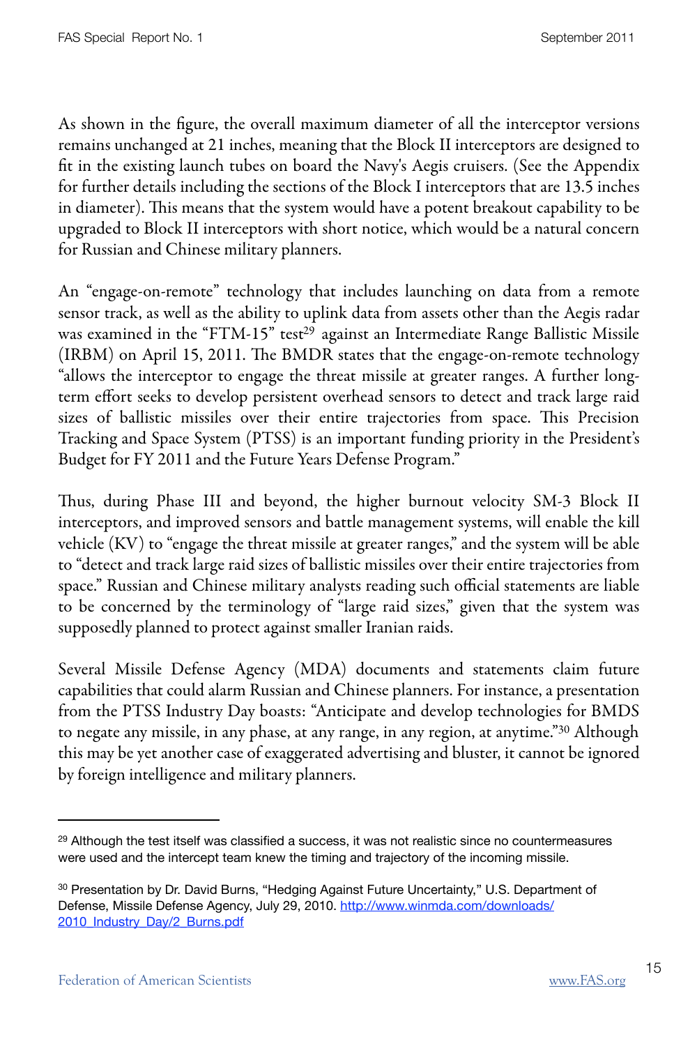As shown in the figure, the overall maximum diameter of all the interceptor versions remains unchanged at 21 inches, meaning that the Block II interceptors are designed to fit in the existing launch tubes on board the Navy's Aegis cruisers. (See the Appendix for further details including the sections of the Block I interceptors that are 13.5 inches in diameter). This means that the system would have a potent breakout capability to be upgraded to Block II interceptors with short notice, which would be a natural concern for Russian and Chinese military planners.

An "engage-on-remote" technology that includes launching on data from a remote sensor track, as well as the ability to uplink data from assets other than the Aegis radar was examined in the "FTM-15" test[29] against an Intermediate Range Ballistic Missile (IRBM) on April 15, 2011. The BMDR states that the engage-on-remote technology "allows the interceptor to engage the threat missile at greater ranges. A further long-term effort seeks to develop persistent overhead sensors to detect and track large raid sizes of ballistic missiles over their entire trajectories from space. This Precision Tracking and Space System (PTSS) is an important funding priority in the President's Budget for FY 2011 and the Future Years Defense Program."

Thus, during Phase III and beyond, the higher burnout velocity SM-3 Block II interceptors, and improved sensors and battle management systems, will enable the kill vehicle (KV) to "engage the threat missile at greater ranges," and the system will be able to "detect and track large raid sizes of ballistic missiles over their entire trajectories from space." Russian and Chinese military analysts reading such official statements are liable to be concerned by the terminology of "large raid sizes," given that the system was supposedly planned to protect against smaller Iranian raids.

Several Missile Defense Agency (MDA) documents and statements claim future capabilities that could alarm Russian and Chinese planners. For instance, a presentation from the PTSS Industry Day boasts: "Anticipate and develop technologies for BMDS to negate any missile, in any phase, at any range, in any region, at anytime."[30] Although this may be yet another case of exaggerated advertising and bluster, it cannot be ignored by foreign intelligence and military planners.

---

[29] Although the test itself was classified a success, it was not realistic since no countermeasures were used and the intercept team knew the timing and trajectory of the incoming missile.

[30] Presentation by Dr. David Burns, "Hedging Against Future Uncertainty," U.S. Department of Defense, Missile Defense Agency, July 29, 2010. http://www.winmda.com/downloads/2010_Industry_Day/2_Burns.pdf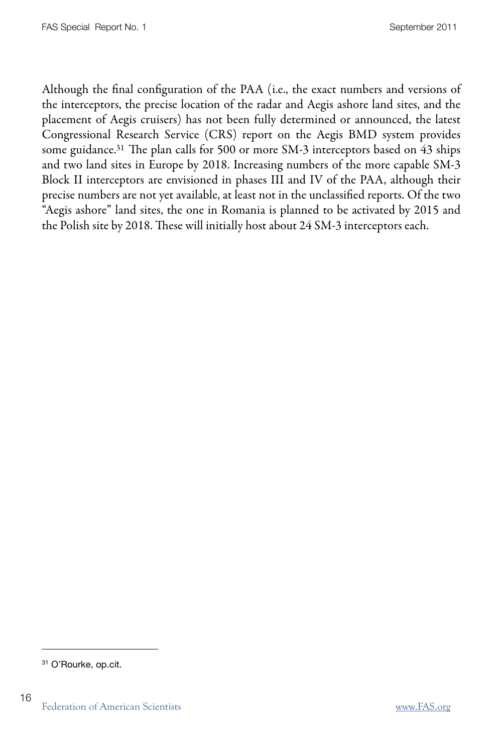Although the final configuration of the PAA (i.e., the exact numbers and versions of the interceptors, the precise location of the radar and Aegis ashore land sites, and the placement of Aegis cruisers) has not been fully determined or announced, the latest Congressional Research Service (CRS) report on the Aegis BMD system provides some guidance.[31] The plan calls for 500 or more SM-3 interceptors based on 43 ships and two land sites in Europe by 2018. Increasing numbers of the more capable SM-3 Block II interceptors are envisioned in phases III and IV of the PAA, although their precise numbers are not yet available, at least not in the unclassified reports. Of the two "Aegis ashore" land sites, the one in Romania is planned to be activated by 2015 and the Polish site by 2018. These will initially host about 24 SM-3 interceptors each.

---

[31] O'Rourke, op.cit.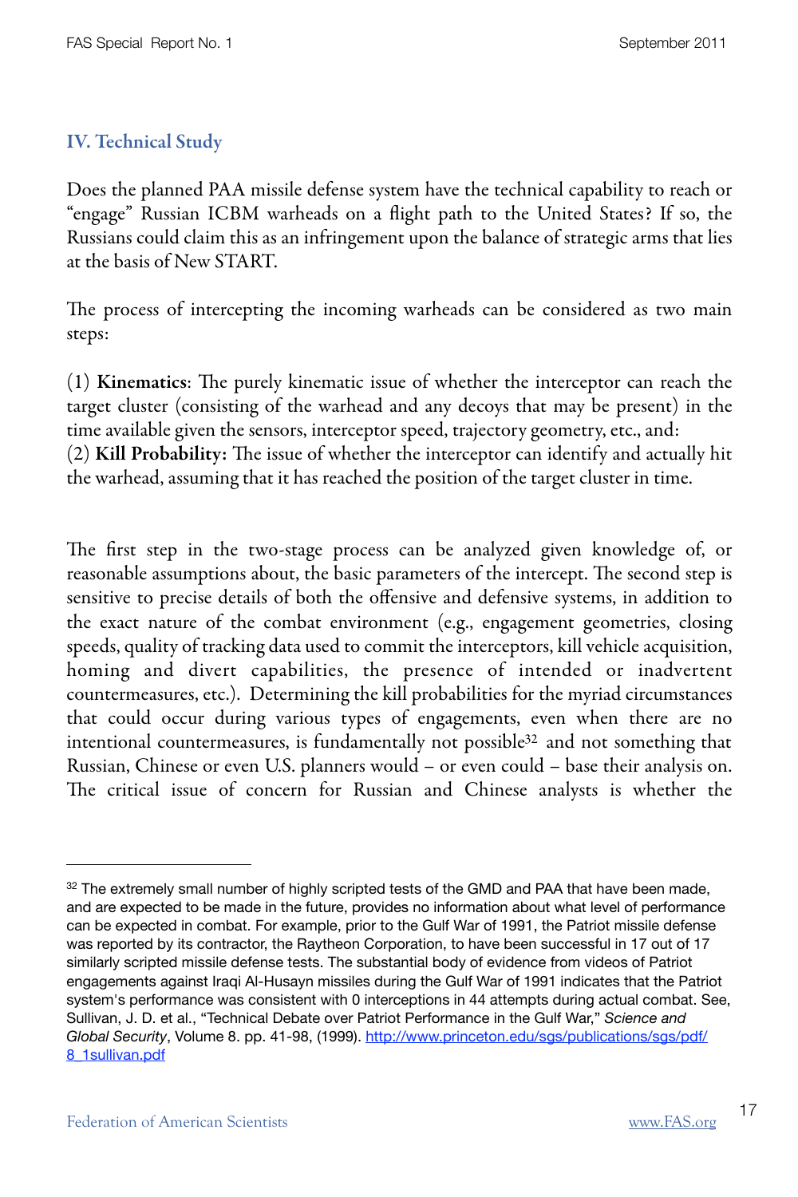## IV. Technical Study

Does the planned PAA missile defense system have the technical capability to reach or "engage" Russian ICBM warheads on a flight path to the United States? If so, the Russians could claim this as an infringement upon the balance of strategic arms that lies at the basis of New START.

The process of intercepting the incoming warheads can be considered as two main steps:

(1) **Kinematics**: The purely kinematic issue of whether the interceptor can reach the target cluster (consisting of the warhead and any decoys that may be present) in the time available given the sensors, interceptor speed, trajectory geometry, etc., and:
(2) **Kill Probability:** The issue of whether the interceptor can identify and actually hit the warhead, assuming that it has reached the position of the target cluster in time.

The first step in the two-stage process can be analyzed given knowledge of, or reasonable assumptions about, the basic parameters of the intercept. The second step is sensitive to precise details of both the offensive and defensive systems, in addition to the exact nature of the combat environment (e.g., engagement geometries, closing speeds, quality of tracking data used to commit the interceptors, kill vehicle acquisition, homing and divert capabilities, the presence of intended or inadvertent countermeasures, etc.). Determining the kill probabilities for the myriad circumstances that could occur during various types of engagements, even when there are no intentional countermeasures, is fundamentally not possible[32] and not something that Russian, Chinese or even U.S. planners would – or even could – base their analysis on. The critical issue of concern for Russian and Chinese analysts is whether the

---

[32] The extremely small number of highly scripted tests of the GMD and PAA that have been made, and are expected to be made in the future, provides no information about what level of performance can be expected in combat. For example, prior to the Gulf War of 1991, the Patriot missile defense was reported by its contractor, the Raytheon Corporation, to have been successful in 17 out of 17 similarly scripted missile defense tests. The substantial body of evidence from videos of Patriot engagements against Iraqi Al-Husayn missiles during the Gulf War of 1991 indicates that the Patriot system's performance was consistent with 0 interceptions in 44 attempts during actual combat. See, Sullivan, J. D. et al., "Technical Debate over Patriot Performance in the Gulf War," *Science and Global Security*, Volume 8. pp. 41-98, (1999). http://www.princeton.edu/sgs/publications/sgs/pdf/8_1sullivan.pdf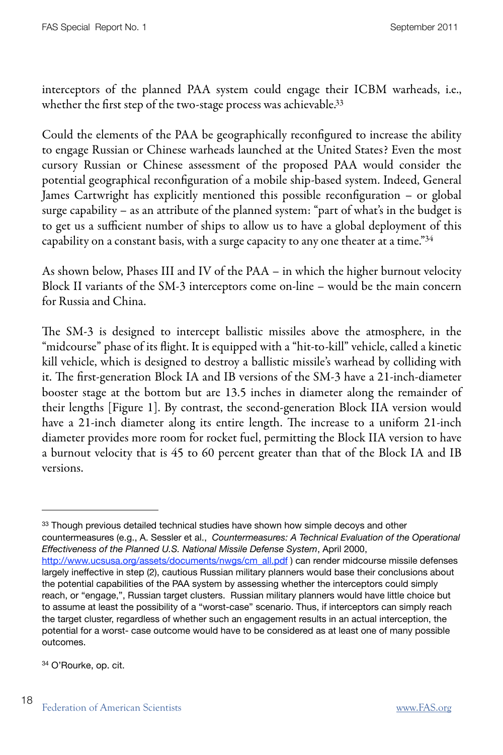interceptors of the planned PAA system could engage their ICBM warheads, i.e., whether the first step of the two-stage process was achievable.[33]

Could the elements of the PAA be geographically reconfigured to increase the ability to engage Russian or Chinese warheads launched at the United States? Even the most cursory Russian or Chinese assessment of the proposed PAA would consider the potential geographical reconfiguration of a mobile ship-based system. Indeed, General James Cartwright has explicitly mentioned this possible reconfiguration – or global surge capability – as an attribute of the planned system: "part of what's in the budget is to get us a sufficient number of ships to allow us to have a global deployment of this capability on a constant basis, with a surge capacity to any one theater at a time."[34]

As shown below, Phases III and IV of the PAA – in which the higher burnout velocity Block II variants of the SM-3 interceptors come on-line – would be the main concern for Russia and China.

The SM-3 is designed to intercept ballistic missiles above the atmosphere, in the "midcourse" phase of its flight. It is equipped with a "hit-to-kill" vehicle, called a kinetic kill vehicle, which is designed to destroy a ballistic missile's warhead by colliding with it. The first-generation Block IA and IB versions of the SM-3 have a 21-inch-diameter booster stage at the bottom but are 13.5 inches in diameter along the remainder of their lengths [Figure 1]. By contrast, the second-generation Block IIA version would have a 21-inch diameter along its entire length. The increase to a uniform 21-inch diameter provides more room for rocket fuel, permitting the Block IIA version to have a burnout velocity that is 45 to 60 percent greater than that of the Block IA and IB versions.

---

[33] Though previous detailed technical studies have shown how simple decoys and other countermeasures (e.g., A. Sessler et al., *Countermeasures: A Technical Evaluation of the Operational Effectiveness of the Planned U.S. National Missile Defense System*, April 2000, http://www.ucsusa.org/assets/documents/nwgs/cm_all.pdf ) can render midcourse missile defenses largely ineffective in step (2), cautious Russian military planners would base their conclusions about the potential capabilities of the PAA system by assessing whether the interceptors could simply reach, or "engage,", Russian target clusters. Russian military planners would have little choice but to assume at least the possibility of a "worst-case" scenario. Thus, if interceptors can simply reach the target cluster, regardless of whether such an engagement results in an actual interception, the potential for a worst- case outcome would have to be considered as at least one of many possible outcomes.

[34] O'Rourke, op. cit.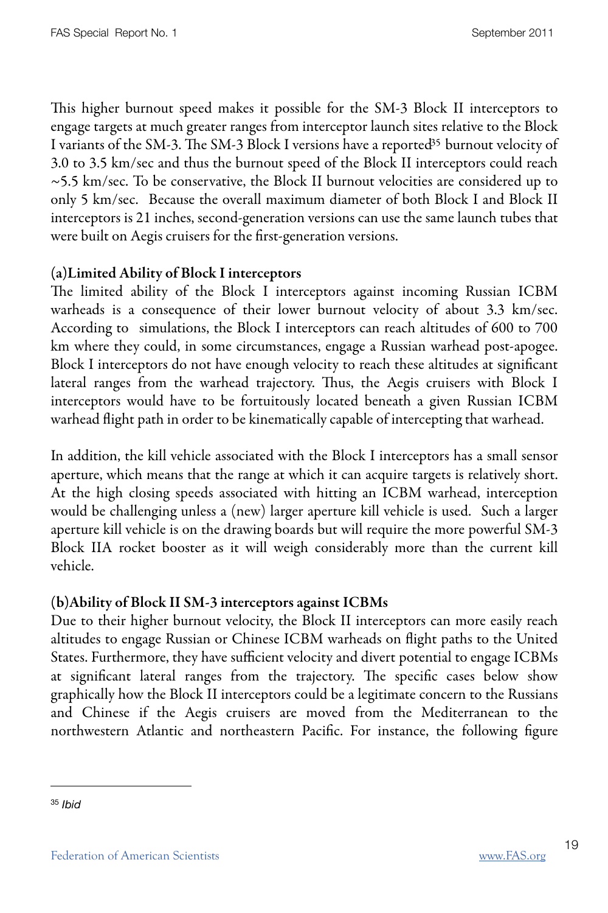This higher burnout speed makes it possible for the SM-3 Block II interceptors to engage targets at much greater ranges from interceptor launch sites relative to the Block I variants of the SM-3. The SM-3 Block I versions have a reported[35] burnout velocity of 3.0 to 3.5 km/sec and thus the burnout speed of the Block II interceptors could reach ~5.5 km/sec. To be conservative, the Block II burnout velocities are considered up to only 5 km/sec. Because the overall maximum diameter of both Block I and Block II interceptors is 21 inches, second-generation versions can use the same launch tubes that were built on Aegis cruisers for the first-generation versions.

### (a)Limited Ability of Block I interceptors

The limited ability of the Block I interceptors against incoming Russian ICBM warheads is a consequence of their lower burnout velocity of about 3.3 km/sec. According to simulations, the Block I interceptors can reach altitudes of 600 to 700 km where they could, in some circumstances, engage a Russian warhead post-apogee. Block I interceptors do not have enough velocity to reach these altitudes at significant lateral ranges from the warhead trajectory. Thus, the Aegis cruisers with Block I interceptors would have to be fortuitously located beneath a given Russian ICBM warhead flight path in order to be kinematically capable of intercepting that warhead.

In addition, the kill vehicle associated with the Block I interceptors has a small sensor aperture, which means that the range at which it can acquire targets is relatively short. At the high closing speeds associated with hitting an ICBM warhead, interception would be challenging unless a (new) larger aperture kill vehicle is used. Such a larger aperture kill vehicle is on the drawing boards but will require the more powerful SM-3 Block IIA rocket booster as it will weigh considerably more than the current kill vehicle.

### (b)Ability of Block II SM-3 interceptors against ICBMs

Due to their higher burnout velocity, the Block II interceptors can more easily reach altitudes to engage Russian or Chinese ICBM warheads on flight paths to the United States. Furthermore, they have sufficient velocity and divert potential to engage ICBMs at significant lateral ranges from the trajectory. The specific cases below show graphically how the Block II interceptors could be a legitimate concern to the Russians and Chinese if the Aegis cruisers are moved from the Mediterranean to the northwestern Atlantic and northeastern Pacific. For instance, the following figure

---

[35] *Ibid*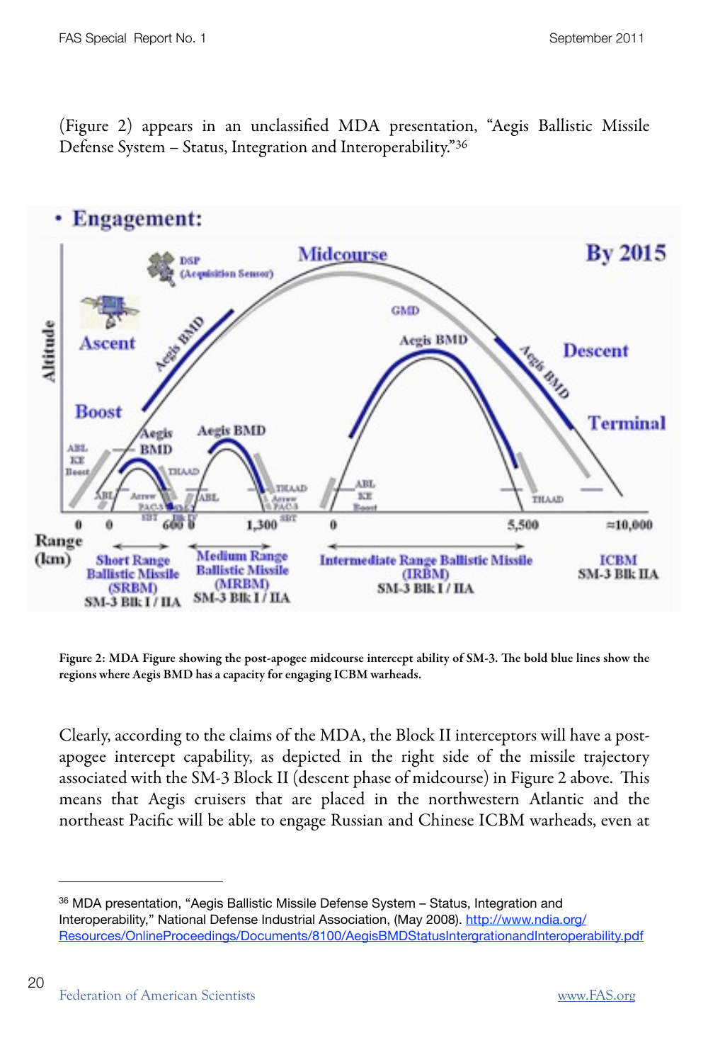(Figure 2) appears in an unclassified MDA presentation, "Aegis Ballistic Missile Defense System – Status, Integration and Interoperability."[36]

Figure 2: MDA Figure showing the post-apogee midcourse intercept ability of SM-3. The bold blue lines show the regions where Aegis BMD has a capacity for engaging ICBM warheads.

Clearly, according to the claims of the MDA, the Block II interceptors will have a post-apogee intercept capability, as depicted in the right side of the missile trajectory associated with the SM-3 Block II (descent phase of midcourse) in Figure 2 above. This means that Aegis cruisers that are placed in the northwestern Atlantic and the northeast Pacific will be able to engage Russian and Chinese ICBM warheads, even at

---

[36] MDA presentation, "Aegis Ballistic Missile Defense System – Status, Integration and Interoperability," National Defense Industrial Association, (May 2008). http://www.ndia.org/Resources/OnlineProceedings/Documents/8100/AegisBMDStatusIntergrationandInteroperability.pdf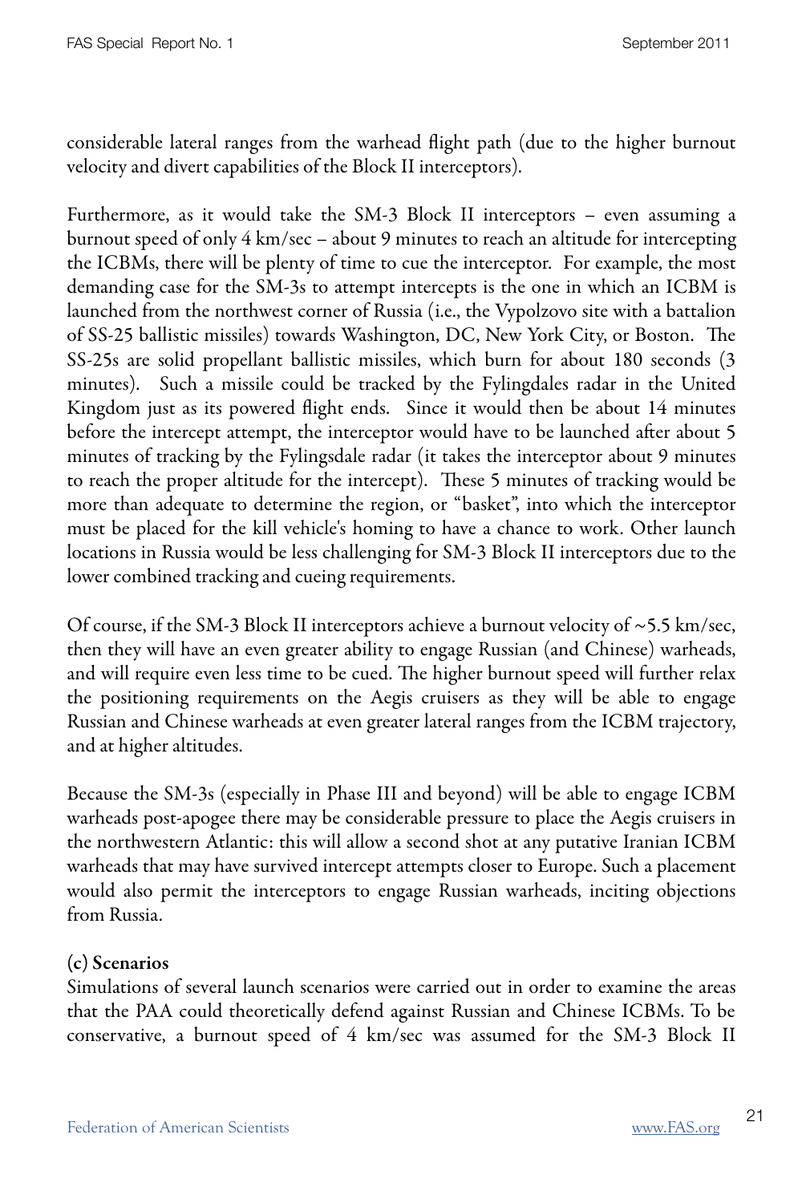considerable lateral ranges from the warhead flight path (due to the higher burnout velocity and divert capabilities of the Block II interceptors).

Furthermore, as it would take the SM-3 Block II interceptors – even assuming a burnout speed of only 4 km/sec – about 9 minutes to reach an altitude for intercepting the ICBMs, there will be plenty of time to cue the interceptor. For example, the most demanding case for the SM-3s to attempt intercepts is the one in which an ICBM is launched from the northwest corner of Russia (i.e., the Vypolzovo site with a battalion of SS-25 ballistic missiles) towards Washington, DC, New York City, or Boston. The SS-25s are solid propellant ballistic missiles, which burn for about 180 seconds (3 minutes). Such a missile could be tracked by the Fylingdales radar in the United Kingdom just as its powered flight ends. Since it would then be about 14 minutes before the intercept attempt, the interceptor would have to be launched after about 5 minutes of tracking by the Fylingsdale radar (it takes the interceptor about 9 minutes to reach the proper altitude for the intercept). These 5 minutes of tracking would be more than adequate to determine the region, or "basket", into which the interceptor must be placed for the kill vehicle's homing to have a chance to work. Other launch locations in Russia would be less challenging for SM-3 Block II interceptors due to the lower combined tracking and cueing requirements.

Of course, if the SM-3 Block II interceptors achieve a burnout velocity of ~5.5 km/sec, then they will have an even greater ability to engage Russian (and Chinese) warheads, and will require even less time to be cued. The higher burnout speed will further relax the positioning requirements on the Aegis cruisers as they will be able to engage Russian and Chinese warheads at even greater lateral ranges from the ICBM trajectory, and at higher altitudes.

Because the SM-3s (especially in Phase III and beyond) will be able to engage ICBM warheads post-apogee there may be considerable pressure to place the Aegis cruisers in the northwestern Atlantic: this will allow a second shot at any putative Iranian ICBM warheads that may have survived intercept attempts closer to Europe. Such a placement would also permit the interceptors to engage Russian warheads, inciting objections from Russia.

**(c) Scenarios**

Simulations of several launch scenarios were carried out in order to examine the areas that the PAA could theoretically defend against Russian and Chinese ICBMs. To be conservative, a burnout speed of 4 km/sec was assumed for the SM-3 Block II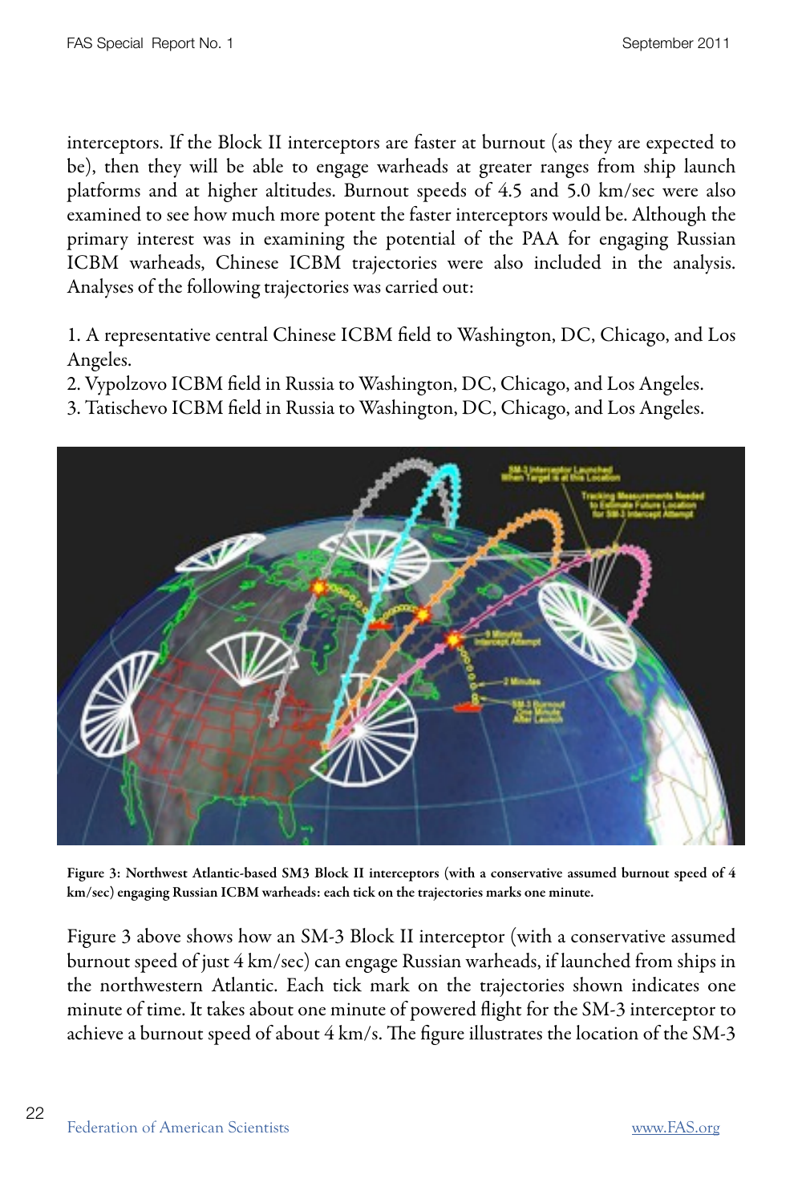interceptors. If the Block II interceptors are faster at burnout (as they are expected to be), then they will be able to engage warheads at greater ranges from ship launch platforms and at higher altitudes. Burnout speeds of 4.5 and 5.0 km/sec were also examined to see how much more potent the faster interceptors would be. Although the primary interest was in examining the potential of the PAA for engaging Russian ICBM warheads, Chinese ICBM trajectories were also included in the analysis. Analyses of the following trajectories was carried out:

1. A representative central Chinese ICBM field to Washington, DC, Chicago, and Los Angeles.
2. Vypolzovo ICBM field in Russia to Washington, DC, Chicago, and Los Angeles.
3. Tatischevo ICBM field in Russia to Washington, DC, Chicago, and Los Angeles.

**Figure 3: Northwest Atlantic-based SM3 Block II interceptors (with a conservative assumed burnout speed of 4 km/sec) engaging Russian ICBM warheads: each tick on the trajectories marks one minute.**

Figure 3 above shows how an SM-3 Block II interceptor (with a conservative assumed burnout speed of just 4 km/sec) can engage Russian warheads, if launched from ships in the northwestern Atlantic. Each tick mark on the trajectories shown indicates one minute of time. It takes about one minute of powered flight for the SM-3 interceptor to achieve a burnout speed of about 4 km/s. The figure illustrates the location of the SM-3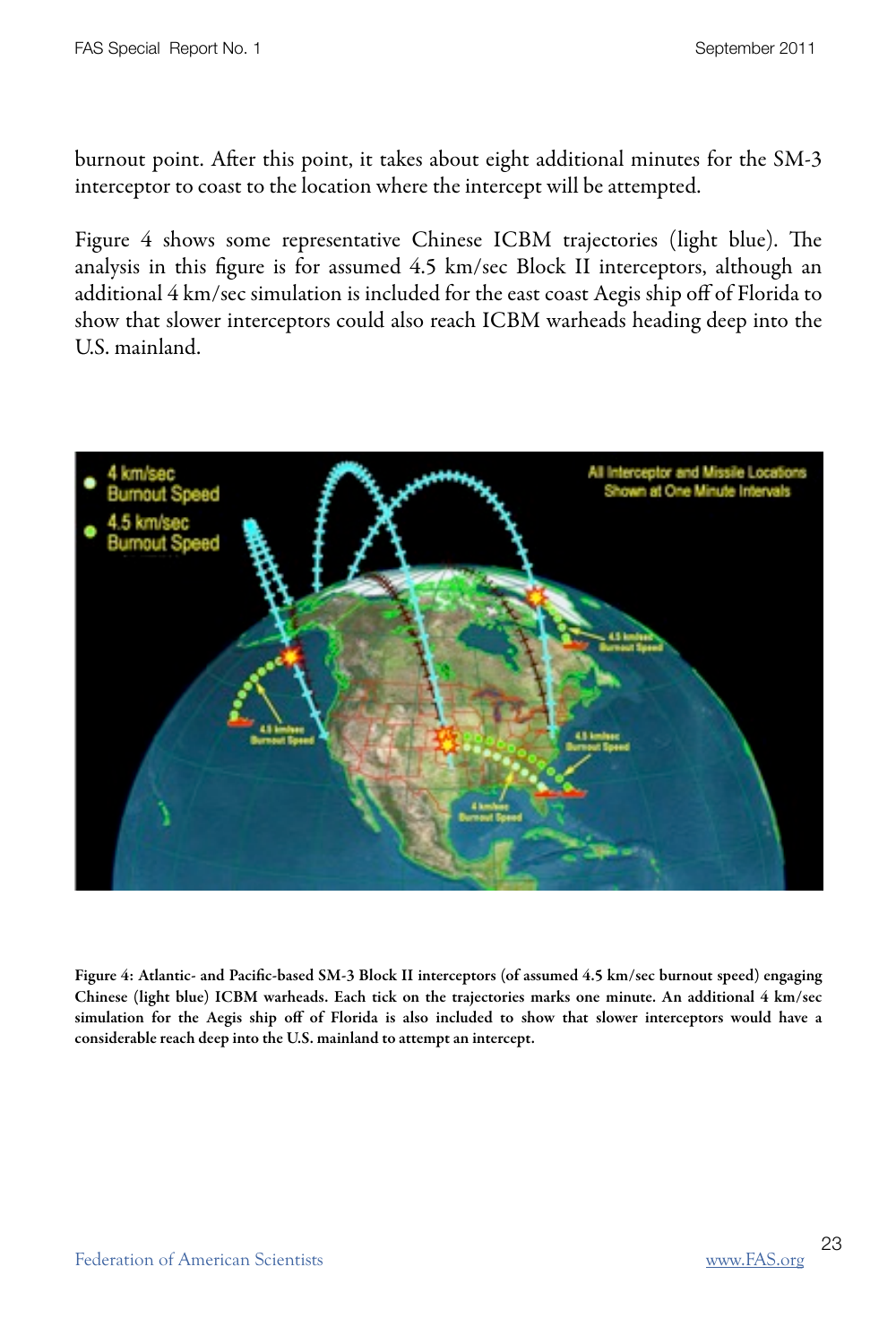burnout point. After this point, it takes about eight additional minutes for the SM-3 interceptor to coast to the location where the intercept will be attempted.

Figure 4 shows some representative Chinese ICBM trajectories (light blue). The analysis in this figure is for assumed 4.5 km/sec Block II interceptors, although an additional 4 km/sec simulation is included for the east coast Aegis ship off of Florida to show that slower interceptors could also reach ICBM warheads heading deep into the U.S. mainland.

**Figure 4: Atlantic- and Pacific-based SM-3 Block II interceptors (of assumed 4.5 km/sec burnout speed) engaging Chinese (light blue) ICBM warheads. Each tick on the trajectories marks one minute. An additional 4 km/sec simulation for the Aegis ship off of Florida is also included to show that slower interceptors would have a considerable reach deep into the U.S. mainland to attempt an intercept.**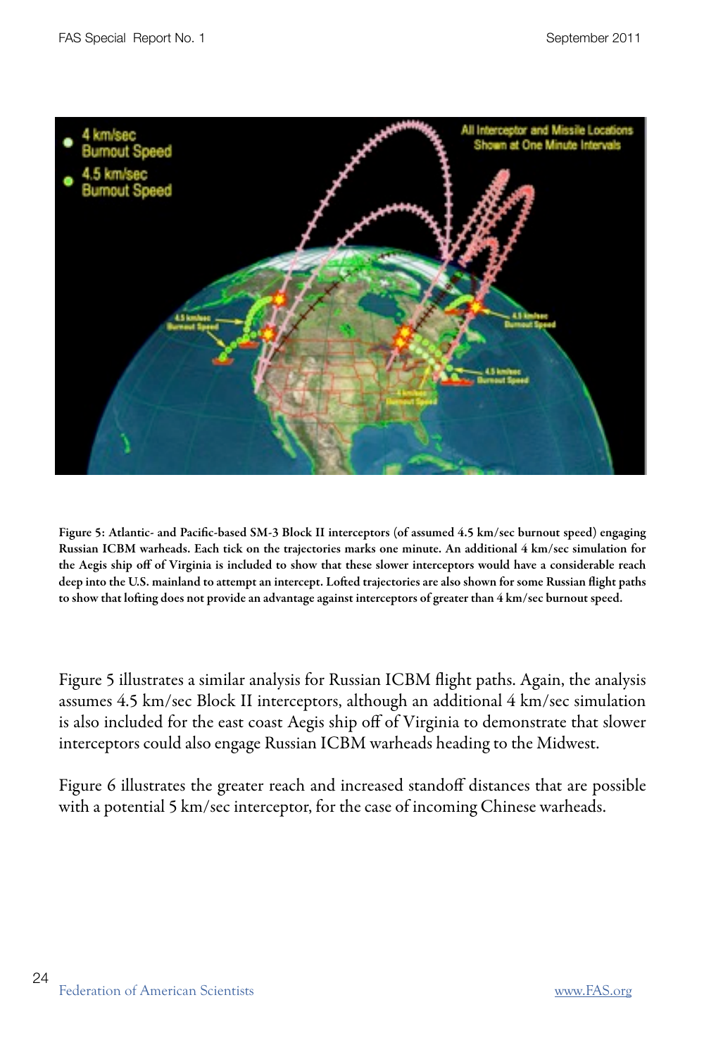**Figure 5: Atlantic- and Pacific-based SM-3 Block II interceptors (of assumed 4.5 km/sec burnout speed) engaging Russian ICBM warheads. Each tick on the trajectories marks one minute. An additional 4 km/sec simulation for the Aegis ship off of Virginia is included to show that these slower interceptors would have a considerable reach deep into the U.S. mainland to attempt an intercept. Lofted trajectories are also shown for some Russian flight paths to show that lofting does not provide an advantage against interceptors of greater than 4 km/sec burnout speed.**

Figure 5 illustrates a similar analysis for Russian ICBM flight paths. Again, the analysis assumes 4.5 km/sec Block II interceptors, although an additional 4 km/sec simulation is also included for the east coast Aegis ship off of Virginia to demonstrate that slower interceptors could also engage Russian ICBM warheads heading to the Midwest.

Figure 6 illustrates the greater reach and increased standoff distances that are possible with a potential 5 km/sec interceptor, for the case of incoming Chinese warheads.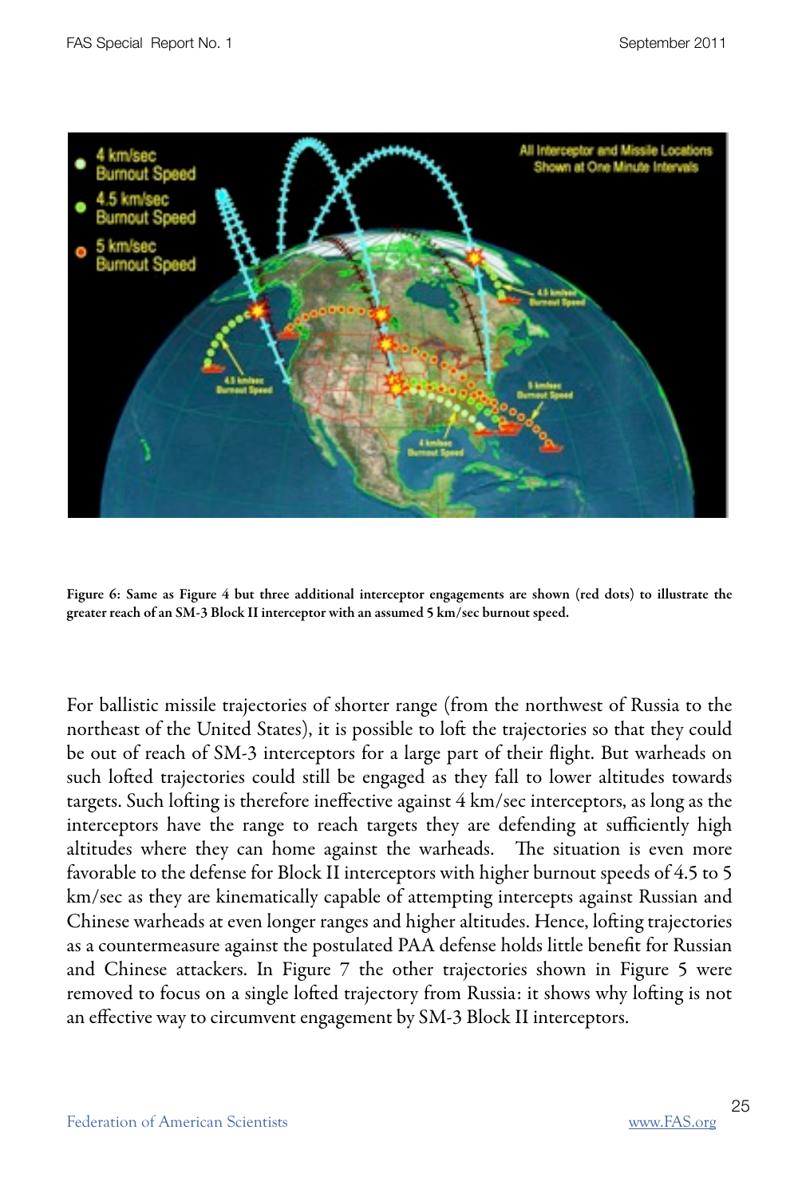**Figure 6: Same as Figure 4 but three additional interceptor engagements are shown (red dots) to illustrate the greater reach of an SM-3 Block II interceptor with an assumed 5 km/sec burnout speed.**

For ballistic missile trajectories of shorter range (from the northwest of Russia to the northeast of the United States), it is possible to loft the trajectories so that they could be out of reach of SM-3 interceptors for a large part of their flight. But warheads on such lofted trajectories could still be engaged as they fall to lower altitudes towards targets. Such lofting is therefore ineffective against 4 km/sec interceptors, as long as the interceptors have the range to reach targets they are defending at sufficiently high altitudes where they can home against the warheads. The situation is even more favorable to the defense for Block II interceptors with higher burnout speeds of 4.5 to 5 km/sec as they are kinematically capable of attempting intercepts against Russian and Chinese warheads at even longer ranges and higher altitudes. Hence, lofting trajectories as a countermeasure against the postulated PAA defense holds little benefit for Russian and Chinese attackers. In Figure 7 the other trajectories shown in Figure 5 were removed to focus on a single lofted trajectory from Russia: it shows why lofting is not an effective way to circumvent engagement by SM-3 Block II interceptors.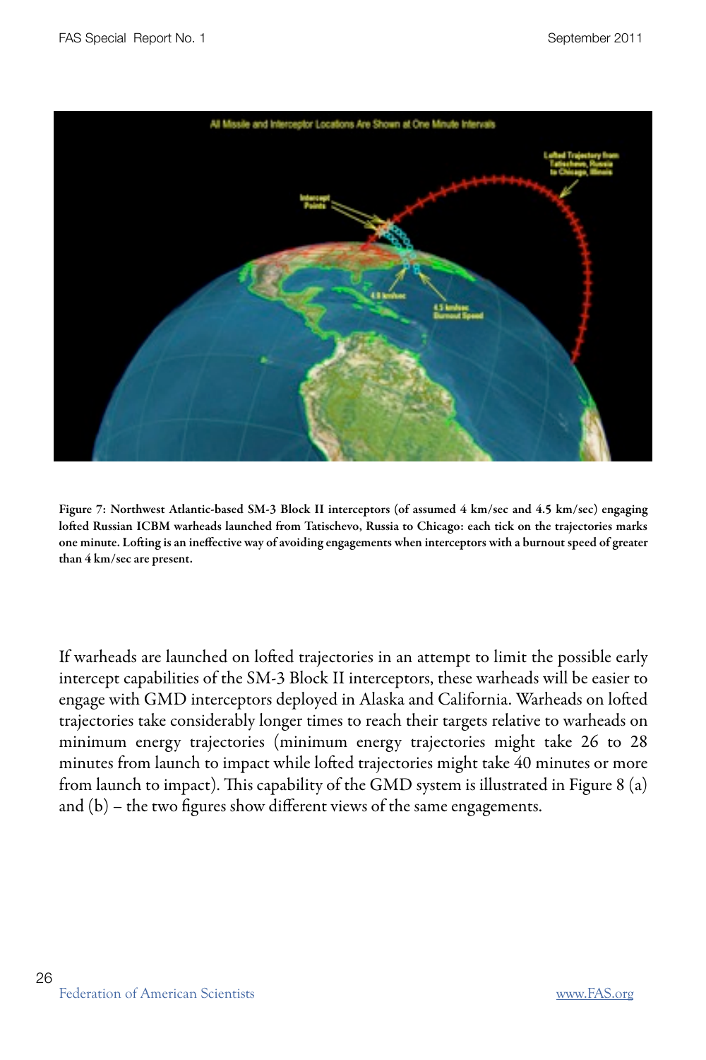**Figure 7: Northwest Atlantic-based SM-3 Block II interceptors (of assumed 4 km/sec and 4.5 km/sec) engaging lofted Russian ICBM warheads launched from Tatischevo, Russia to Chicago: each tick on the trajectories marks one minute. Lofting is an ineffective way of avoiding engagements when interceptors with a burnout speed of greater than 4 km/sec are present.**

If warheads are launched on lofted trajectories in an attempt to limit the possible early intercept capabilities of the SM-3 Block II interceptors, these warheads will be easier to engage with GMD interceptors deployed in Alaska and California. Warheads on lofted trajectories take considerably longer times to reach their targets relative to warheads on minimum energy trajectories (minimum energy trajectories might take 26 to 28 minutes from launch to impact while lofted trajectories might take 40 minutes or more from launch to impact). This capability of the GMD system is illustrated in Figure 8 (a) and (b) – the two figures show different views of the same engagements.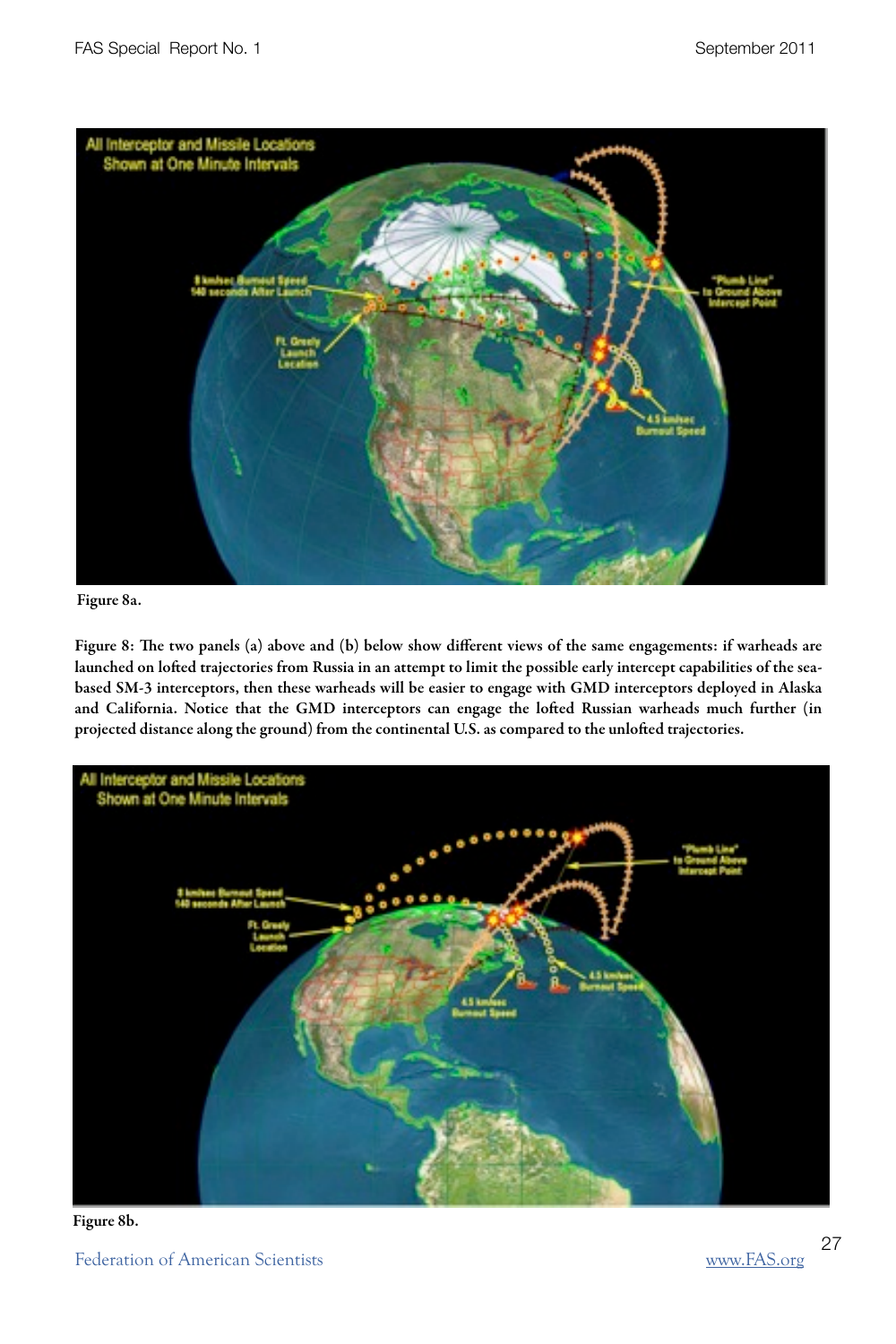Figure 8a.

**Figure 8: The two panels (a) above and (b) below show different views of the same engagements: if warheads are launched on lofted trajectories from Russia in an attempt to limit the possible early intercept capabilities of the sea-based SM-3 interceptors, then these warheads will be easier to engage with GMD interceptors deployed in Alaska and California. Notice that the GMD interceptors can engage the lofted Russian warheads much further (in projected distance along the ground) from the continental U.S. as compared to the unlofted trajectories.**

Figure 8b.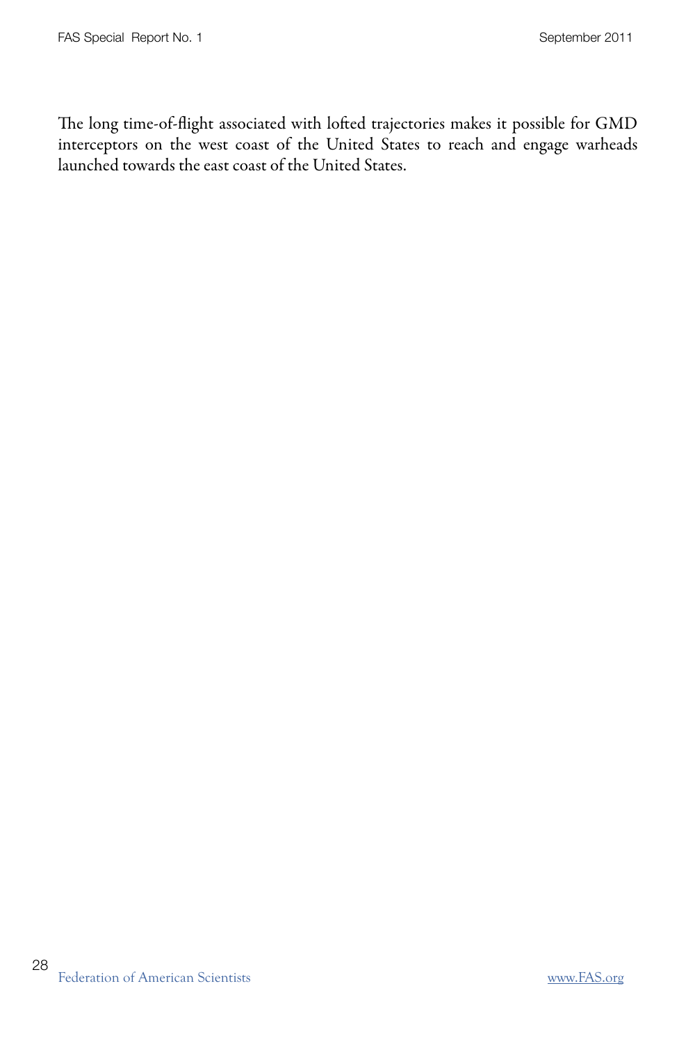The long time-of-flight associated with lofted trajectories makes it possible for GMD interceptors on the west coast of the United States to reach and engage warheads launched towards the east coast of the United States.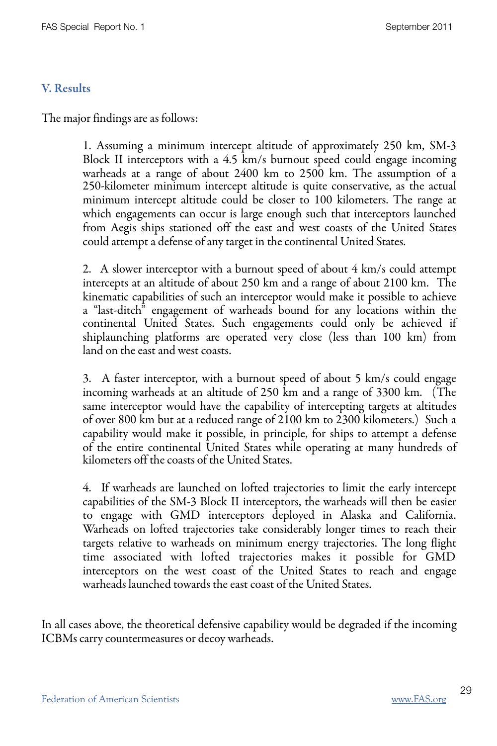## V. Results

The major findings are as follows:

1. Assuming a minimum intercept altitude of approximately 250 km, SM-3 Block II interceptors with a 4.5 km/s burnout speed could engage incoming warheads at a range of about 2400 km to 2500 km. The assumption of a 250-kilometer minimum intercept altitude is quite conservative, as the actual minimum intercept altitude could be closer to 100 kilometers. The range at which engagements can occur is large enough such that interceptors launched from Aegis ships stationed off the east and west coasts of the United States could attempt a defense of any target in the continental United States.

2. A slower interceptor with a burnout speed of about 4 km/s could attempt intercepts at an altitude of about 250 km and a range of about 2100 km. The kinematic capabilities of such an interceptor would make it possible to achieve a "last-ditch" engagement of warheads bound for any locations within the continental United States. Such engagements could only be achieved if shiplaunching platforms are operated very close (less than 100 km) from land on the east and west coasts.

3. A faster interceptor, with a burnout speed of about 5 km/s could engage incoming warheads at an altitude of 250 km and a range of 3300 km. (The same interceptor would have the capability of intercepting targets at altitudes of over 800 km but at a reduced range of 2100 km to 2300 kilometers.) Such a capability would make it possible, in principle, for ships to attempt a defense of the entire continental United States while operating at many hundreds of kilometers off the coasts of the United States.

4. If warheads are launched on lofted trajectories to limit the early intercept capabilities of the SM-3 Block II interceptors, the warheads will then be easier to engage with GMD interceptors deployed in Alaska and California. Warheads on lofted trajectories take considerably longer times to reach their targets relative to warheads on minimum energy trajectories. The long flight time associated with lofted trajectories makes it possible for GMD interceptors on the west coast of the United States to reach and engage warheads launched towards the east coast of the United States.

In all cases above, the theoretical defensive capability would be degraded if the incoming ICBMs carry countermeasures or decoy warheads.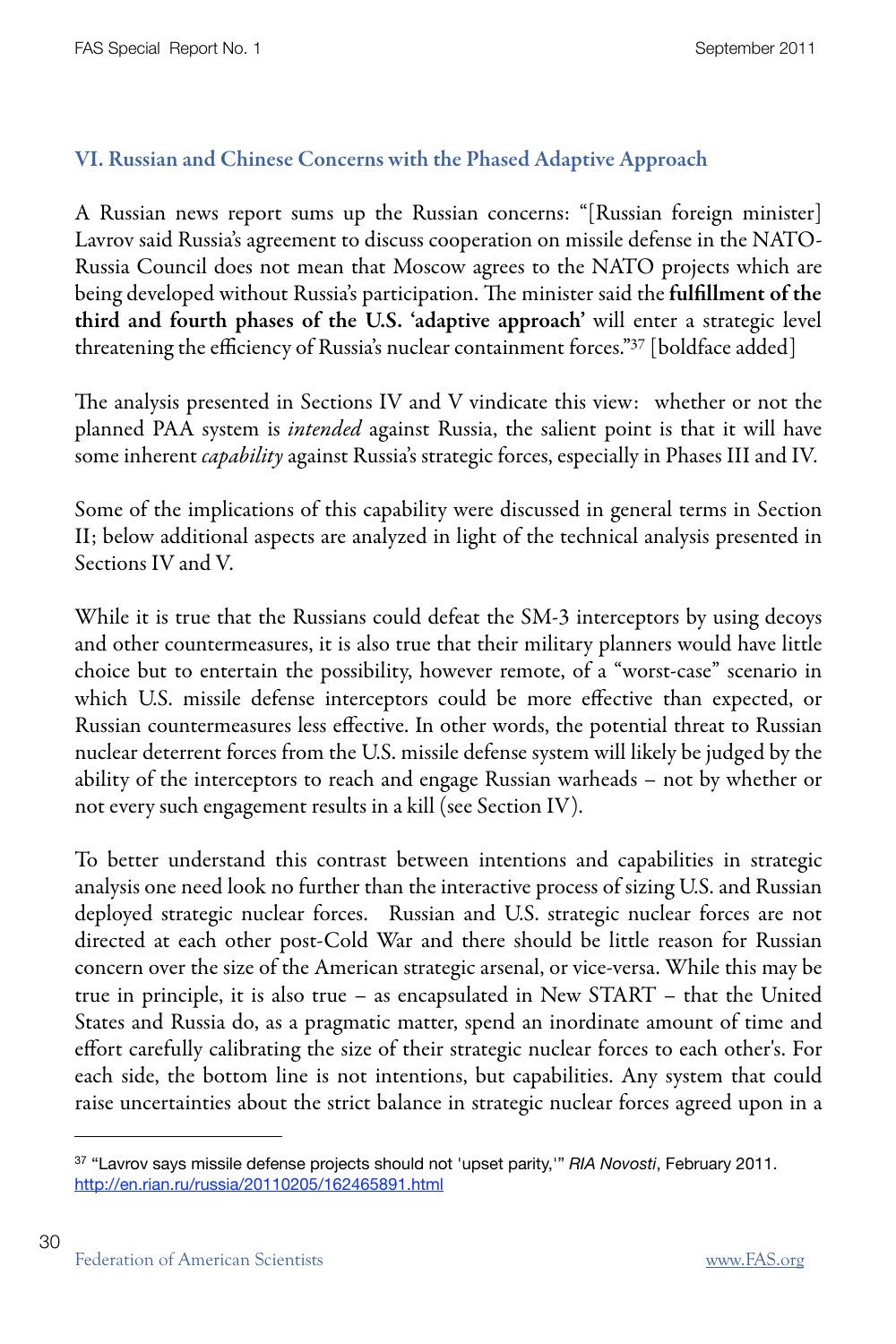## VI. Russian and Chinese Concerns with the Phased Adaptive Approach

A Russian news report sums up the Russian concerns: "[Russian foreign minister] Lavrov said Russia's agreement to discuss cooperation on missile defense in the NATO-Russia Council does not mean that Moscow agrees to the NATO projects which are being developed without Russia's participation. The minister said the **fulfillment of the third and fourth phases of the U.S. 'adaptive approach'** will enter a strategic level threatening the efficiency of Russia's nuclear containment forces."[37] [boldface added]

The analysis presented in Sections IV and V vindicate this view: whether or not the planned PAA system is *intended* against Russia, the salient point is that it will have some inherent *capability* against Russia's strategic forces, especially in Phases III and IV.

Some of the implications of this capability were discussed in general terms in Section II; below additional aspects are analyzed in light of the technical analysis presented in Sections IV and V.

While it is true that the Russians could defeat the SM-3 interceptors by using decoys and other countermeasures, it is also true that their military planners would have little choice but to entertain the possibility, however remote, of a "worst-case" scenario in which U.S. missile defense interceptors could be more effective than expected, or Russian countermeasures less effective. In other words, the potential threat to Russian nuclear deterrent forces from the U.S. missile defense system will likely be judged by the ability of the interceptors to reach and engage Russian warheads – not by whether or not every such engagement results in a kill (see Section IV).

To better understand this contrast between intentions and capabilities in strategic analysis one need look no further than the interactive process of sizing U.S. and Russian deployed strategic nuclear forces. Russian and U.S. strategic nuclear forces are not directed at each other post-Cold War and there should be little reason for Russian concern over the size of the American strategic arsenal, or vice-versa. While this may be true in principle, it is also true – as encapsulated in New START – that the United States and Russia do, as a pragmatic matter, spend an inordinate amount of time and effort carefully calibrating the size of their strategic nuclear forces to each other's. For each side, the bottom line is not intentions, but capabilities. Any system that could raise uncertainties about the strict balance in strategic nuclear forces agreed upon in a

---

[37] "Lavrov says missile defense projects should not 'upset parity,'" *RIA Novosti*, February 2011. http://en.rian.ru/russia/20110205/162465891.html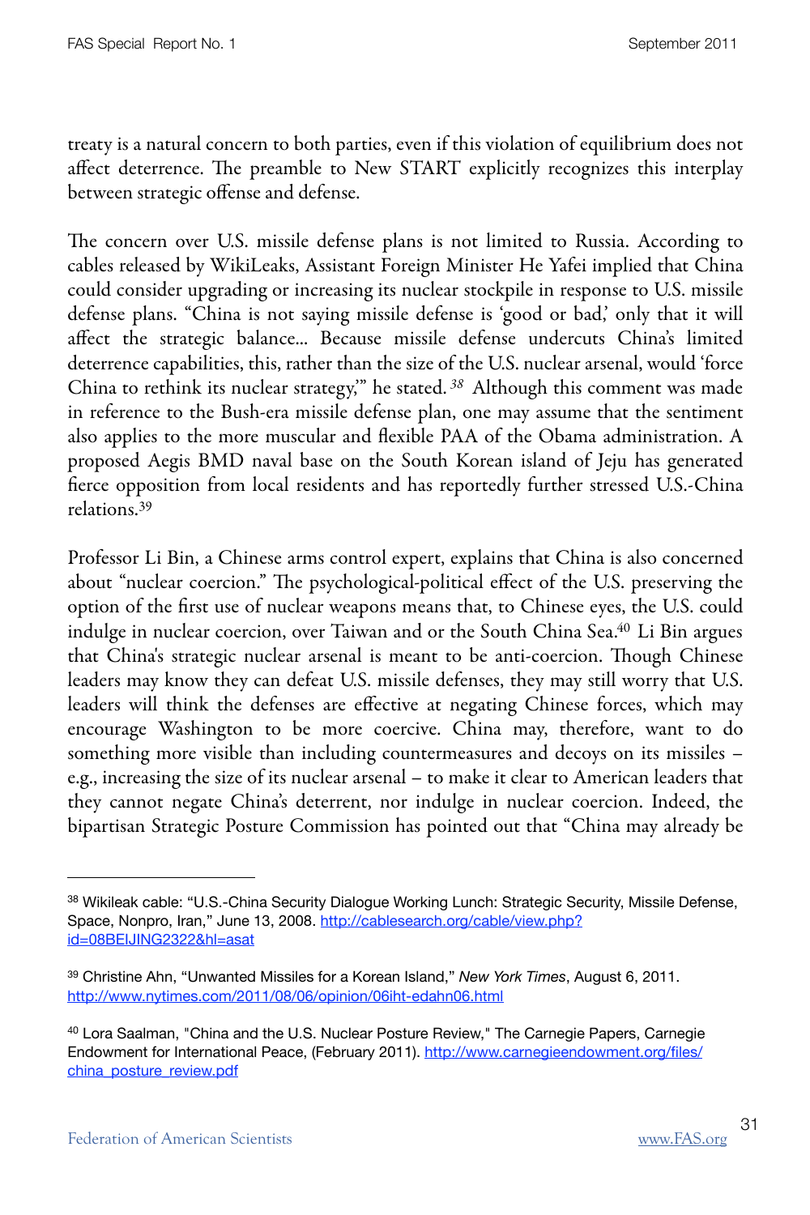treaty is a natural concern to both parties, even if this violation of equilibrium does not affect deterrence. The preamble to New START explicitly recognizes this interplay between strategic offense and defense.

The concern over U.S. missile defense plans is not limited to Russia. According to cables released by WikiLeaks, Assistant Foreign Minister He Yafei implied that China could consider upgrading or increasing its nuclear stockpile in response to U.S. missile defense plans. "China is not saying missile defense is 'good or bad,' only that it will affect the strategic balance... Because missile defense undercuts China's limited deterrence capabilities, this, rather than the size of the U.S. nuclear arsenal, would 'force China to rethink its nuclear strategy,'" he stated.[38] Although this comment was made in reference to the Bush-era missile defense plan, one may assume that the sentiment also applies to the more muscular and flexible PAA of the Obama administration. A proposed Aegis BMD naval base on the South Korean island of Jeju has generated fierce opposition from local residents and has reportedly further stressed U.S.-China relations.[39]

Professor Li Bin, a Chinese arms control expert, explains that China is also concerned about "nuclear coercion." The psychological-political effect of the U.S. preserving the option of the first use of nuclear weapons means that, to Chinese eyes, the U.S. could indulge in nuclear coercion, over Taiwan and or the South China Sea.[40] Li Bin argues that China's strategic nuclear arsenal is meant to be anti-coercion. Though Chinese leaders may know they can defeat U.S. missile defenses, they may still worry that U.S. leaders will think the defenses are effective at negating Chinese forces, which may encourage Washington to be more coercive. China may, therefore, want to do something more visible than including countermeasures and decoys on its missiles – e.g., increasing the size of its nuclear arsenal – to make it clear to American leaders that they cannot negate China's deterrent, nor indulge in nuclear coercion. Indeed, the bipartisan Strategic Posture Commission has pointed out that "China may already be

---

[38] Wikileak cable: "U.S.-China Security Dialogue Working Lunch: Strategic Security, Missile Defense, Space, Nonpro, Iran," June 13, 2008. http://cablesearch.org/cable/view.php?id=08BEIJING2322&hl=asat

[39] Christine Ahn, "Unwanted Missiles for a Korean Island," *New York Times*, August 6, 2011. http://www.nytimes.com/2011/08/06/opinion/06iht-edahn06.html

[40] Lora Saalman, "China and the U.S. Nuclear Posture Review," The Carnegie Papers, Carnegie Endowment for International Peace, (February 2011). http://www.carnegieendowment.org/files/china_posture_review.pdf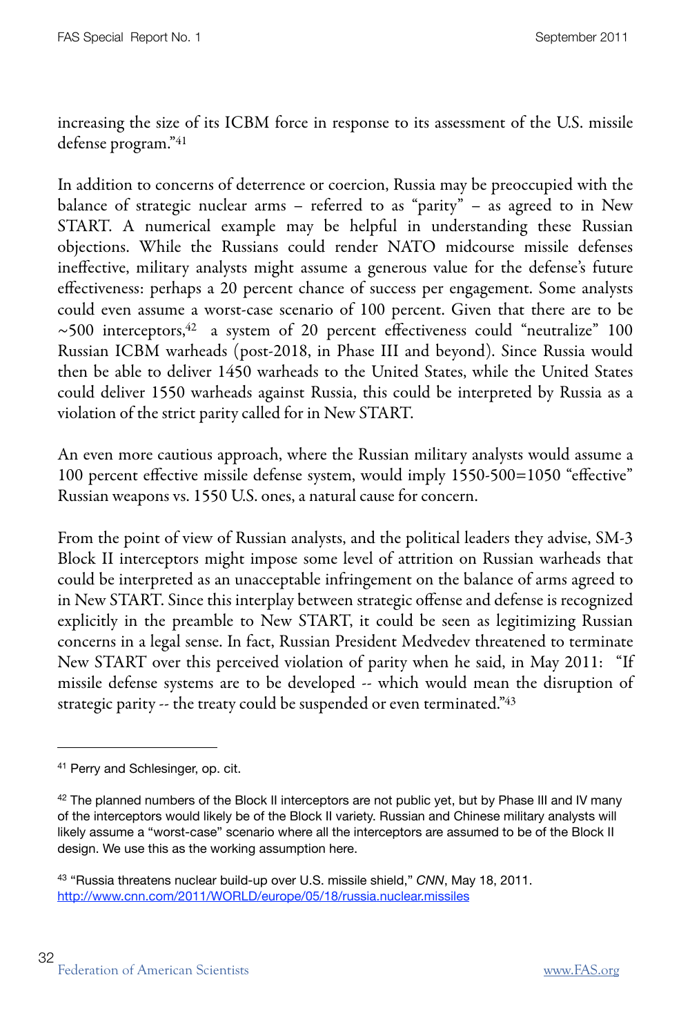increasing the size of its ICBM force in response to its assessment of the U.S. missile defense program."[41]

In addition to concerns of deterrence or coercion, Russia may be preoccupied with the balance of strategic nuclear arms – referred to as "parity" – as agreed to in New START. A numerical example may be helpful in understanding these Russian objections. While the Russians could render NATO midcourse missile defenses ineffective, military analysts might assume a generous value for the defense's future effectiveness: perhaps a 20 percent chance of success per engagement. Some analysts could even assume a worst-case scenario of 100 percent. Given that there are to be ~500 interceptors,[42] a system of 20 percent effectiveness could "neutralize" 100 Russian ICBM warheads (post-2018, in Phase III and beyond). Since Russia would then be able to deliver 1450 warheads to the United States, while the United States could deliver 1550 warheads against Russia, this could be interpreted by Russia as a violation of the strict parity called for in New START.

An even more cautious approach, where the Russian military analysts would assume a 100 percent effective missile defense system, would imply 1550-500=1050 "effective" Russian weapons vs. 1550 U.S. ones, a natural cause for concern.

From the point of view of Russian analysts, and the political leaders they advise, SM-3 Block II interceptors might impose some level of attrition on Russian warheads that could be interpreted as an unacceptable infringement on the balance of arms agreed to in New START. Since this interplay between strategic offense and defense is recognized explicitly in the preamble to New START, it could be seen as legitimizing Russian concerns in a legal sense. In fact, Russian President Medvedev threatened to terminate New START over this perceived violation of parity when he said, in May 2011: "If missile defense systems are to be developed -- which would mean the disruption of strategic parity -- the treaty could be suspended or even terminated."[43]

---

[41] Perry and Schlesinger, op. cit.

[42] The planned numbers of the Block II interceptors are not public yet, but by Phase III and IV many of the interceptors would likely be of the Block II variety. Russian and Chinese military analysts will likely assume a "worst-case" scenario where all the interceptors are assumed to be of the Block II design. We use this as the working assumption here.

[43] "Russia threatens nuclear build-up over U.S. missile shield," *CNN*, May 18, 2011. http://www.cnn.com/2011/WORLD/europe/05/18/russia.nuclear.missiles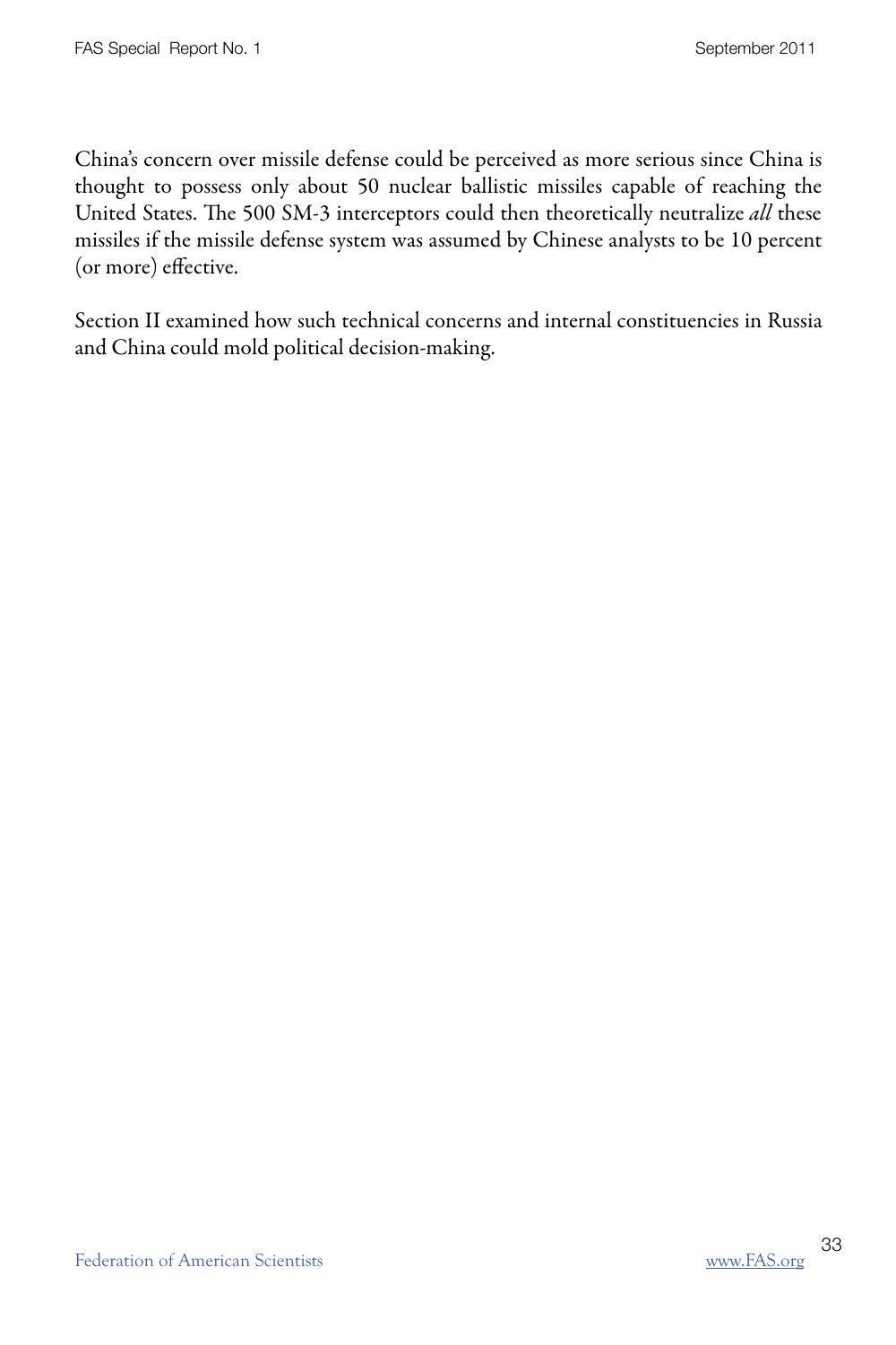China's concern over missile defense could be perceived as more serious since China is thought to possess only about 50 nuclear ballistic missiles capable of reaching the United States. The 500 SM-3 interceptors could then theoretically neutralize *all* these missiles if the missile defense system was assumed by Chinese analysts to be 10 percent (or more) effective.

Section II examined how such technical concerns and internal constituencies in Russia and China could mold political decision-making.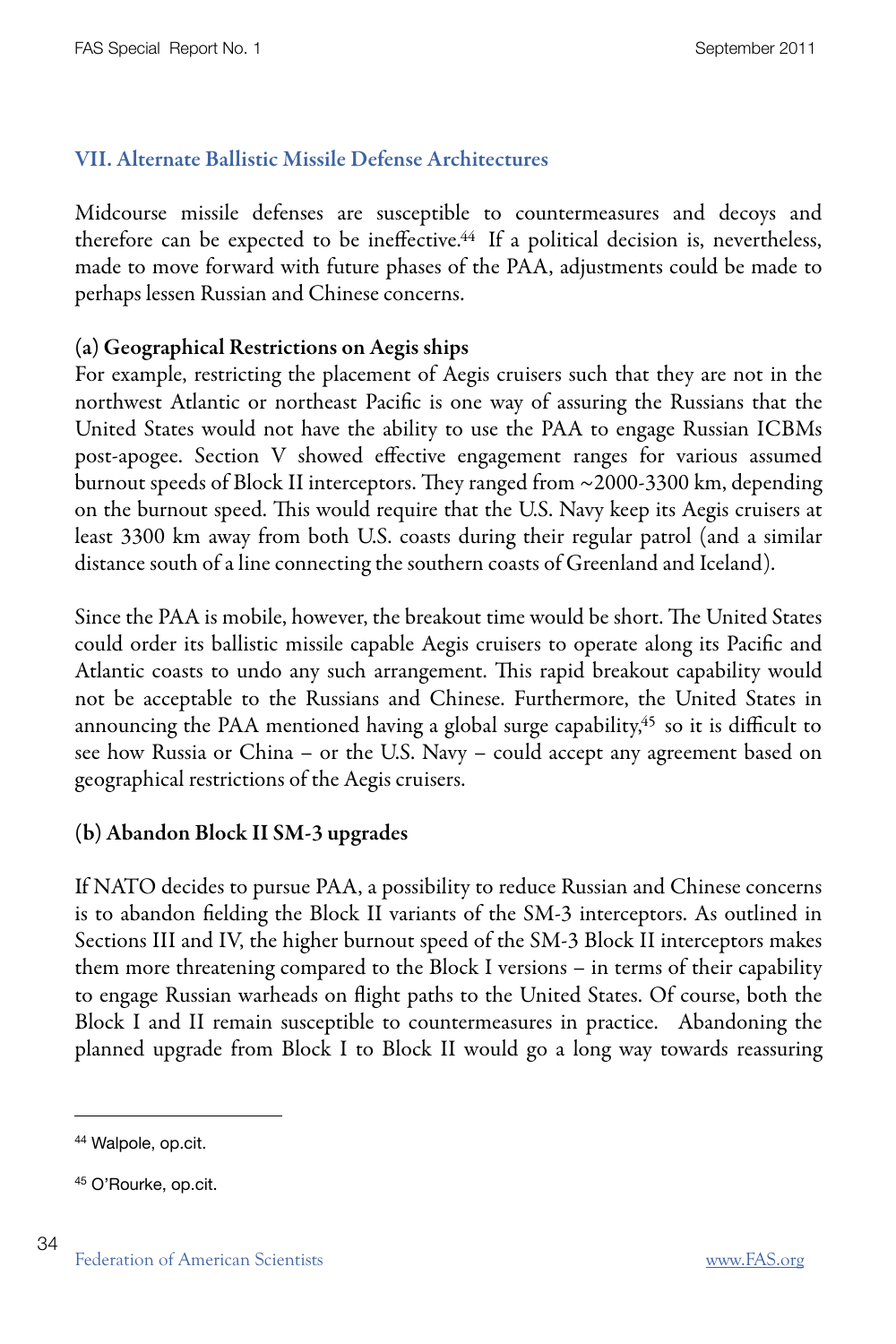## VII. Alternate Ballistic Missile Defense Architectures

Midcourse missile defenses are susceptible to countermeasures and decoys and therefore can be expected to be ineffective.[44] If a political decision is, nevertheless, made to move forward with future phases of the PAA, adjustments could be made to perhaps lessen Russian and Chinese concerns.

### (a) Geographical Restrictions on Aegis ships

For example, restricting the placement of Aegis cruisers such that they are not in the northwest Atlantic or northeast Pacific is one way of assuring the Russians that the United States would not have the ability to use the PAA to engage Russian ICBMs post-apogee. Section V showed effective engagement ranges for various assumed burnout speeds of Block II interceptors. They ranged from ~2000-3300 km, depending on the burnout speed. This would require that the U.S. Navy keep its Aegis cruisers at least 3300 km away from both U.S. coasts during their regular patrol (and a similar distance south of a line connecting the southern coasts of Greenland and Iceland).

Since the PAA is mobile, however, the breakout time would be short. The United States could order its ballistic missile capable Aegis cruisers to operate along its Pacific and Atlantic coasts to undo any such arrangement. This rapid breakout capability would not be acceptable to the Russians and Chinese. Furthermore, the United States in announcing the PAA mentioned having a global surge capability,[45] so it is difficult to see how Russia or China – or the U.S. Navy – could accept any agreement based on geographical restrictions of the Aegis cruisers.

### (b) Abandon Block II SM-3 upgrades

If NATO decides to pursue PAA, a possibility to reduce Russian and Chinese concerns is to abandon fielding the Block II variants of the SM-3 interceptors. As outlined in Sections III and IV, the higher burnout speed of the SM-3 Block II interceptors makes them more threatening compared to the Block I versions – in terms of their capability to engage Russian warheads on flight paths to the United States. Of course, both the Block I and II remain susceptible to countermeasures in practice. Abandoning the planned upgrade from Block I to Block II would go a long way towards reassuring

---

[44] Walpole, op.cit.

[45] O'Rourke, op.cit.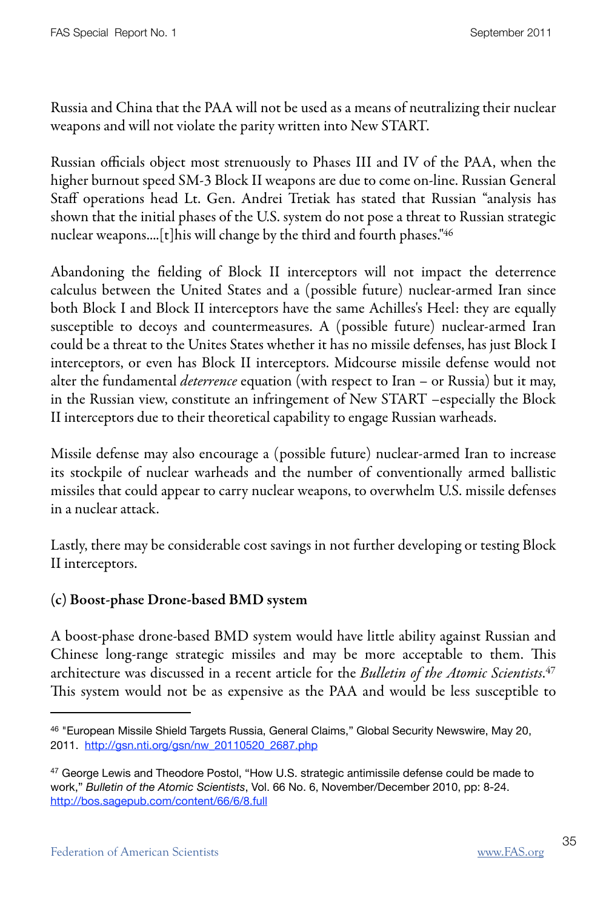Russia and China that the PAA will not be used as a means of neutralizing their nuclear weapons and will not violate the parity written into New START.

Russian officials object most strenuously to Phases III and IV of the PAA, when the higher burnout speed SM-3 Block II weapons are due to come on-line. Russian General Staff operations head Lt. Gen. Andrei Tretiak has stated that Russian "analysis has shown that the initial phases of the U.S. system do not pose a threat to Russian strategic nuclear weapons....[t]his will change by the third and fourth phases."[46]

Abandoning the fielding of Block II interceptors will not impact the deterrence calculus between the United States and a (possible future) nuclear-armed Iran since both Block I and Block II interceptors have the same Achilles's Heel: they are equally susceptible to decoys and countermeasures. A (possible future) nuclear-armed Iran could be a threat to the Unites States whether it has no missile defenses, has just Block I interceptors, or even has Block II interceptors. Midcourse missile defense would not alter the fundamental *deterrence* equation (with respect to Iran – or Russia) but it may, in the Russian view, constitute an infringement of New START –especially the Block II interceptors due to their theoretical capability to engage Russian warheads.

Missile defense may also encourage a (possible future) nuclear-armed Iran to increase its stockpile of nuclear warheads and the number of conventionally armed ballistic missiles that could appear to carry nuclear weapons, to overwhelm U.S. missile defenses in a nuclear attack.

Lastly, there may be considerable cost savings in not further developing or testing Block II interceptors.

**(c) Boost-phase Drone-based BMD system**

A boost-phase drone-based BMD system would have little ability against Russian and Chinese long-range strategic missiles and may be more acceptable to them. This architecture was discussed in a recent article for the *Bulletin of the Atomic Scientists*.[47] This system would not be as expensive as the PAA and would be less susceptible to

---

[46] "European Missile Shield Targets Russia, General Claims," Global Security Newswire, May 20, 2011. http://gsn.nti.org/gsn/nw_20110520_2687.php

[47] George Lewis and Theodore Postol, "How U.S. strategic antimissile defense could be made to work," *Bulletin of the Atomic Scientists*, Vol. 66 No. 6, November/December 2010, pp: 8-24. http://bos.sagepub.com/content/66/6/8.full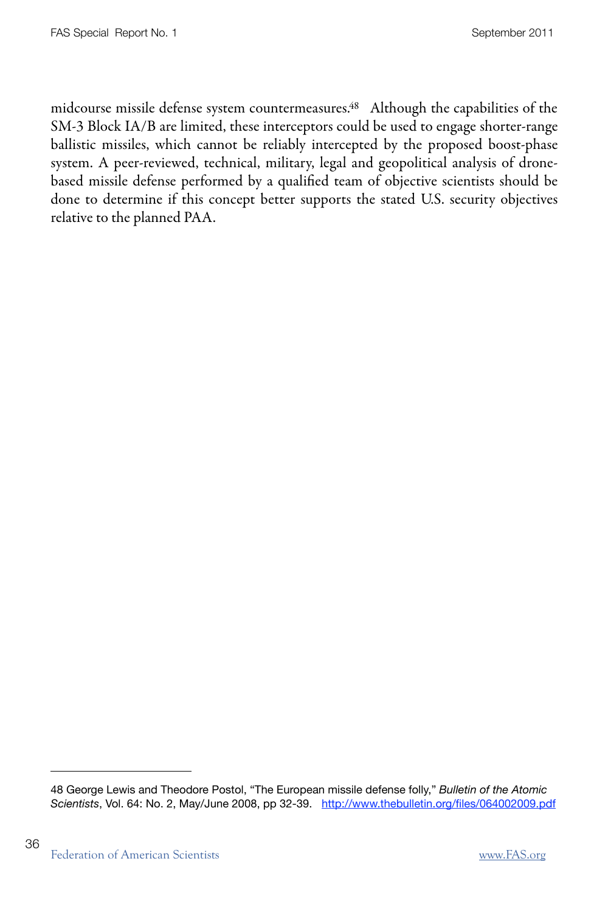midcourse missile defense system countermeasures.[48] Although the capabilities of the SM-3 Block IA/B are limited, these interceptors could be used to engage shorter-range ballistic missiles, which cannot be reliably intercepted by the proposed boost-phase system. A peer-reviewed, technical, military, legal and geopolitical analysis of drone-based missile defense performed by a qualified team of objective scientists should be done to determine if this concept better supports the stated U.S. security objectives relative to the planned PAA.

---

48 George Lewis and Theodore Postol, "The European missile defense folly," *Bulletin of the Atomic Scientists*, Vol. 64: No. 2, May/June 2008, pp 32-39. http://www.thebulletin.org/files/064002009.pdf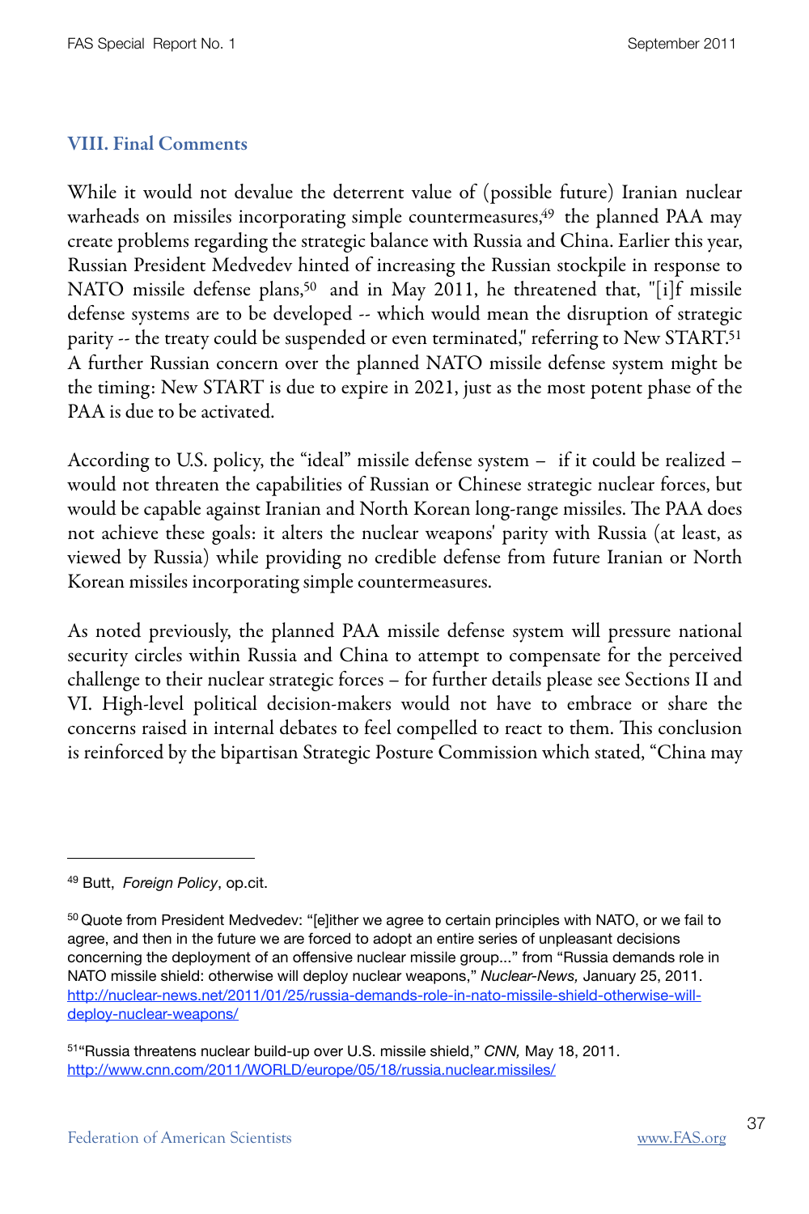## VIII. Final Comments

While it would not devalue the deterrent value of (possible future) Iranian nuclear warheads on missiles incorporating simple countermeasures,[49] the planned PAA may create problems regarding the strategic balance with Russia and China. Earlier this year, Russian President Medvedev hinted of increasing the Russian stockpile in response to NATO missile defense plans,[50] and in May 2011, he threatened that, "[i]f missile defense systems are to be developed -- which would mean the disruption of strategic parity -- the treaty could be suspended or even terminated," referring to New START.[51] A further Russian concern over the planned NATO missile defense system might be the timing: New START is due to expire in 2021, just as the most potent phase of the PAA is due to be activated.

According to U.S. policy, the "ideal" missile defense system – if it could be realized – would not threaten the capabilities of Russian or Chinese strategic nuclear forces, but would be capable against Iranian and North Korean long-range missiles. The PAA does not achieve these goals: it alters the nuclear weapons' parity with Russia (at least, as viewed by Russia) while providing no credible defense from future Iranian or North Korean missiles incorporating simple countermeasures.

As noted previously, the planned PAA missile defense system will pressure national security circles within Russia and China to attempt to compensate for the perceived challenge to their nuclear strategic forces – for further details please see Sections II and VI. High-level political decision-makers would not have to embrace or share the concerns raised in internal debates to feel compelled to react to them. This conclusion is reinforced by the bipartisan Strategic Posture Commission which stated, "China may

---

[49] Butt, *Foreign Policy*, op.cit.

[50] Quote from President Medvedev: "[e]ither we agree to certain principles with NATO, or we fail to agree, and then in the future we are forced to adopt an entire series of unpleasant decisions concerning the deployment of an offensive nuclear missile group..." from "Russia demands role in NATO missile shield: otherwise will deploy nuclear weapons," *Nuclear-News,* January 25, 2011. http://nuclear-news.net/2011/01/25/russia-demands-role-in-nato-missile-shield-otherwise-will-deploy-nuclear-weapons/

[51] "Russia threatens nuclear build-up over U.S. missile shield," *CNN,* May 18, 2011. http://www.cnn.com/2011/WORLD/europe/05/18/russia.nuclear.missiles/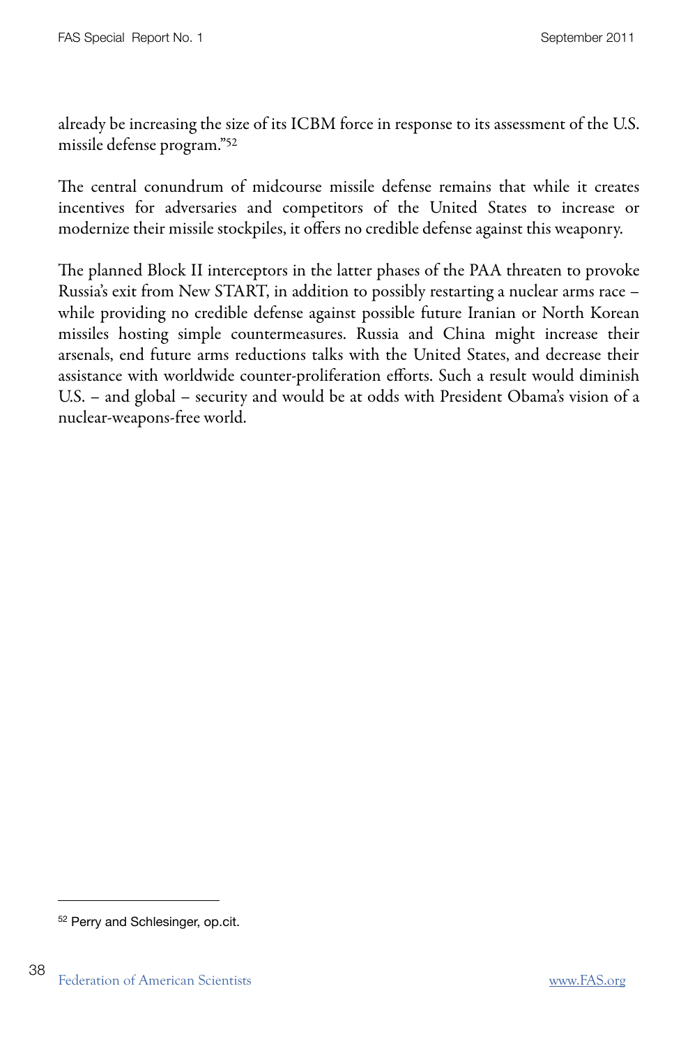already be increasing the size of its ICBM force in response to its assessment of the U.S. missile defense program."[52]

The central conundrum of midcourse missile defense remains that while it creates incentives for adversaries and competitors of the United States to increase or modernize their missile stockpiles, it offers no credible defense against this weaponry.

The planned Block II interceptors in the latter phases of the PAA threaten to provoke Russia's exit from New START, in addition to possibly restarting a nuclear arms race – while providing no credible defense against possible future Iranian or North Korean missiles hosting simple countermeasures. Russia and China might increase their arsenals, end future arms reductions talks with the United States, and decrease their assistance with worldwide counter-proliferation efforts. Such a result would diminish U.S. – and global – security and would be at odds with President Obama's vision of a nuclear-weapons-free world.

---

[52] Perry and Schlesinger, op.cit.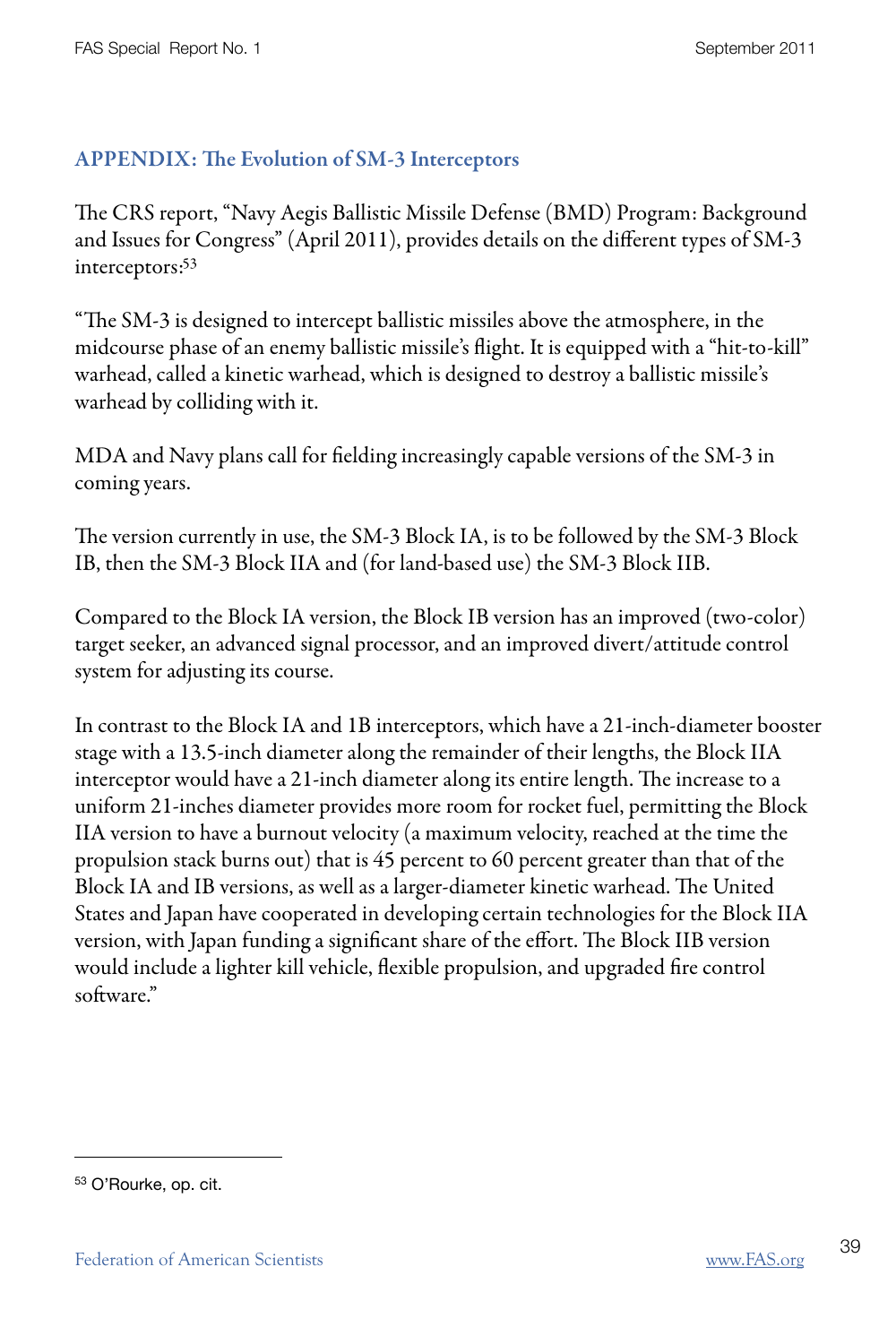## APPENDIX: The Evolution of SM-3 Interceptors

The CRS report, "Navy Aegis Ballistic Missile Defense (BMD) Program: Background and Issues for Congress" (April 2011), provides details on the different types of SM-3 interceptors:[53]

"The SM-3 is designed to intercept ballistic missiles above the atmosphere, in the midcourse phase of an enemy ballistic missile's flight. It is equipped with a "hit-to-kill" warhead, called a kinetic warhead, which is designed to destroy a ballistic missile's warhead by colliding with it.

MDA and Navy plans call for fielding increasingly capable versions of the SM-3 in coming years.

The version currently in use, the SM-3 Block IA, is to be followed by the SM-3 Block IB, then the SM-3 Block IIA and (for land-based use) the SM-3 Block IIB.

Compared to the Block IA version, the Block IB version has an improved (two-color) target seeker, an advanced signal processor, and an improved divert/attitude control system for adjusting its course.

In contrast to the Block IA and 1B interceptors, which have a 21-inch-diameter booster stage with a 13.5-inch diameter along the remainder of their lengths, the Block IIA interceptor would have a 21-inch diameter along its entire length. The increase to a uniform 21-inches diameter provides more room for rocket fuel, permitting the Block IIA version to have a burnout velocity (a maximum velocity, reached at the time the propulsion stack burns out) that is 45 percent to 60 percent greater than that of the Block IA and IB versions, as well as a larger-diameter kinetic warhead. The United States and Japan have cooperated in developing certain technologies for the Block IIA version, with Japan funding a significant share of the effort. The Block IIB version would include a lighter kill vehicle, flexible propulsion, and upgraded fire control software."

---

[53] O'Rourke, op. cit.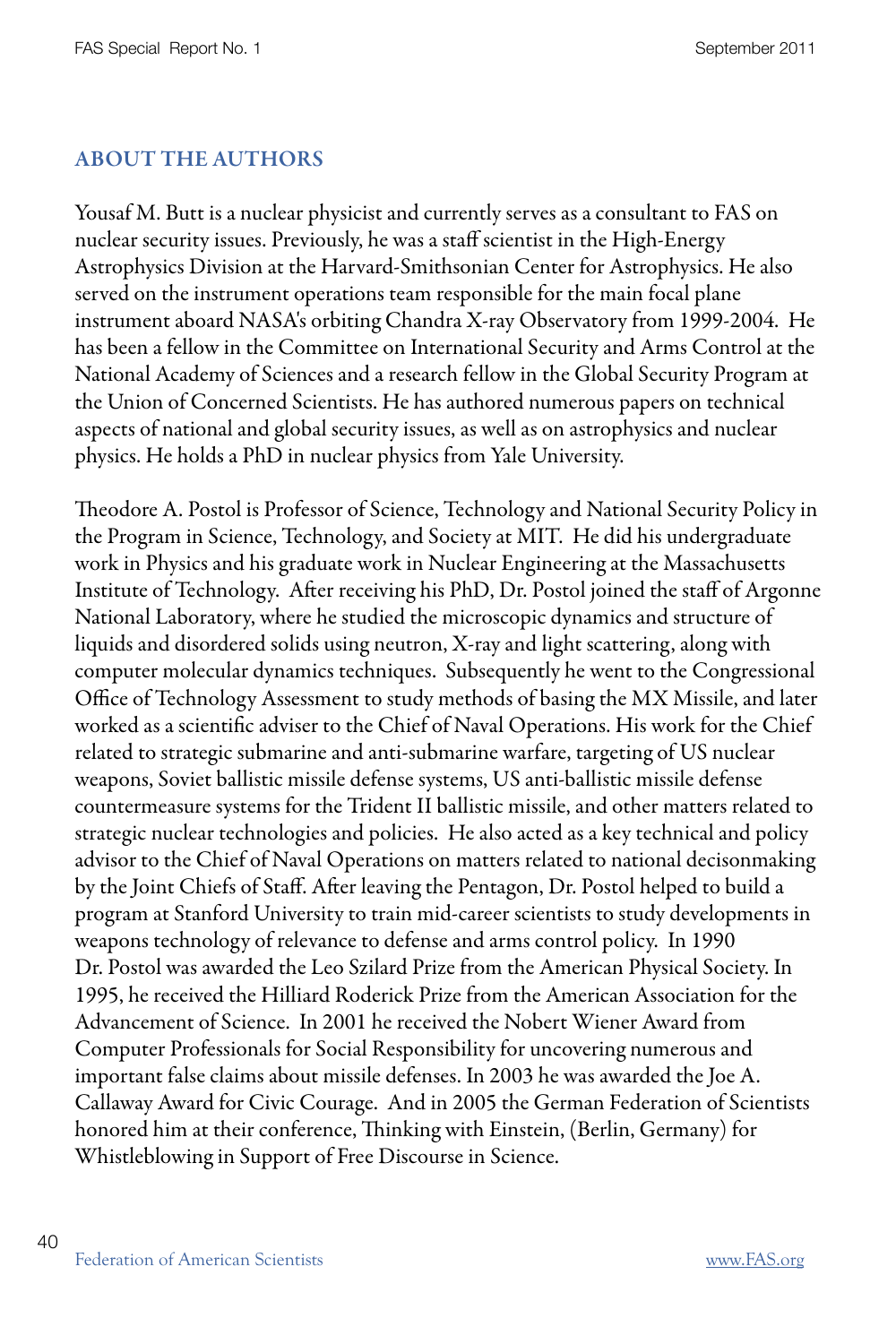## ABOUT THE AUTHORS

Yousaf M. Butt is a nuclear physicist and currently serves as a consultant to FAS on nuclear security issues. Previously, he was a staff scientist in the High-Energy Astrophysics Division at the Harvard-Smithsonian Center for Astrophysics. He also served on the instrument operations team responsible for the main focal plane instrument aboard NASA's orbiting Chandra X-ray Observatory from 1999-2004. He has been a fellow in the Committee on International Security and Arms Control at the National Academy of Sciences and a research fellow in the Global Security Program at the Union of Concerned Scientists. He has authored numerous papers on technical aspects of national and global security issues, as well as on astrophysics and nuclear physics. He holds a PhD in nuclear physics from Yale University.

Theodore A. Postol is Professor of Science, Technology and National Security Policy in the Program in Science, Technology, and Society at MIT. He did his undergraduate work in Physics and his graduate work in Nuclear Engineering at the Massachusetts Institute of Technology. After receiving his PhD, Dr. Postol joined the staff of Argonne National Laboratory, where he studied the microscopic dynamics and structure of liquids and disordered solids using neutron, X-ray and light scattering, along with computer molecular dynamics techniques. Subsequently he went to the Congressional Office of Technology Assessment to study methods of basing the MX Missile, and later worked as a scientific adviser to the Chief of Naval Operations. His work for the Chief related to strategic submarine and anti-submarine warfare, targeting of US nuclear weapons, Soviet ballistic missile defense systems, US anti-ballistic missile defense countermeasure systems for the Trident II ballistic missile, and other matters related to strategic nuclear technologies and policies. He also acted as a key technical and policy advisor to the Chief of Naval Operations on matters related to national decisonmaking by the Joint Chiefs of Staff. After leaving the Pentagon, Dr. Postol helped to build a program at Stanford University to train mid-career scientists to study developments in weapons technology of relevance to defense and arms control policy. In 1990 Dr. Postol was awarded the Leo Szilard Prize from the American Physical Society. In 1995, he received the Hilliard Roderick Prize from the American Association for the Advancement of Science. In 2001 he received the Nobert Wiener Award from Computer Professionals for Social Responsibility for uncovering numerous and important false claims about missile defenses. In 2003 he was awarded the Joe A. Callaway Award for Civic Courage. And in 2005 the German Federation of Scientists honored him at their conference, Thinking with Einstein, (Berlin, Germany) for Whistleblowing in Support of Free Discourse in Science.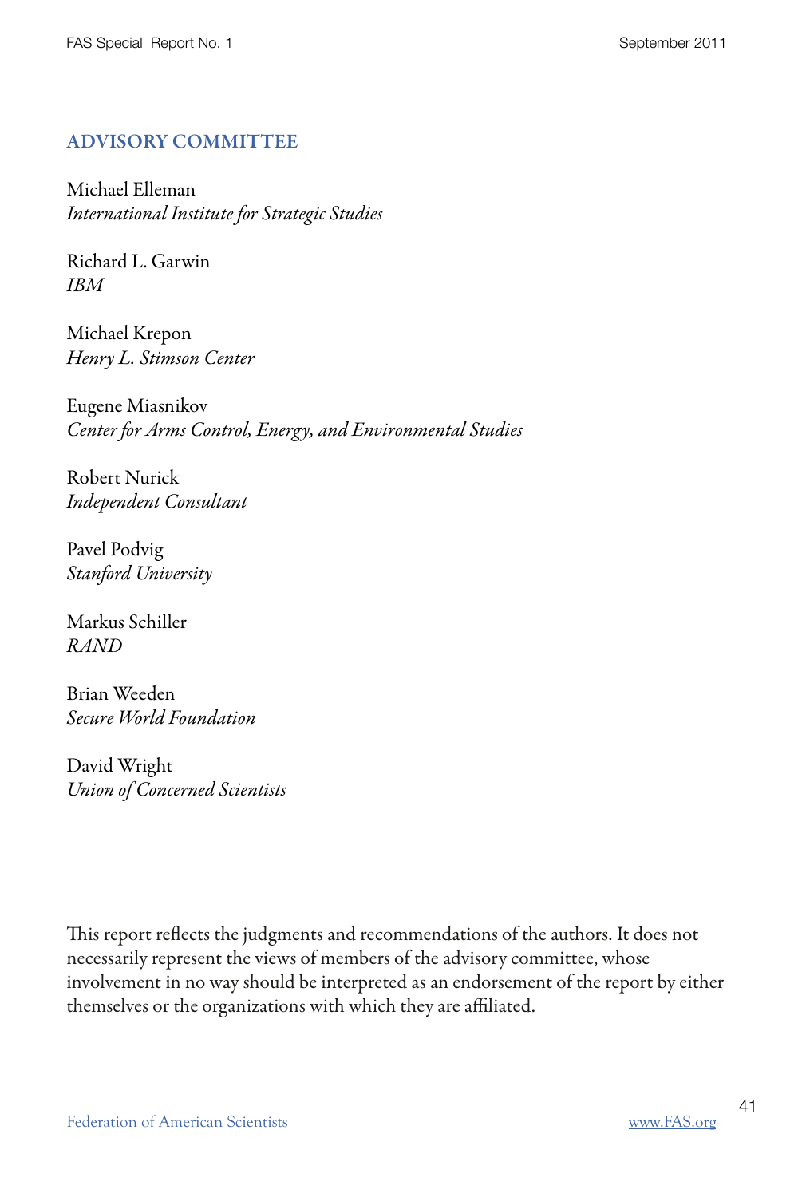## ADVISORY COMMITTEE

Michael Elleman
*International Institute for Strategic Studies*

Richard L. Garwin
*IBM*

Michael Krepon
*Henry L. Stimson Center*

Eugene Miasnikov
*Center for Arms Control, Energy, and Environmental Studies*

Robert Nurick
*Independent Consultant*

Pavel Podvig
*Stanford University*

Markus Schiller
*RAND*

Brian Weeden
*Secure World Foundation*

David Wright
*Union of Concerned Scientists*

This report reflects the judgments and recommendations of the authors. It does not necessarily represent the views of members of the advisory committee, whose involvement in no way should be interpreted as an endorsement of the report by either themselves or the organizations with which they are affiliated.